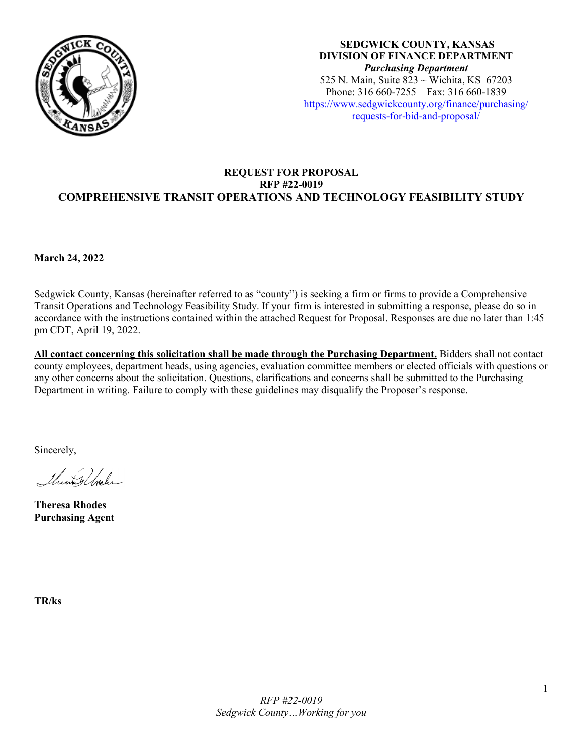**SEDGWICK COUNTY, KANSAS**
**DIVISION OF FINANCE DEPARTMENT**
***Purchasing Department***
525 N. Main, Suite 823 ~ Wichita, KS 67203
Phone: 316 660-7255 Fax: 316 660-1839
https://www.sedgwickcounty.org/finance/purchasing/requests-for-bid-and-proposal/

# REQUEST FOR PROPOSAL
## RFP #22-0019
## COMPREHENSIVE TRANSIT OPERATIONS AND TECHNOLOGY FEASIBILITY STUDY

**March 24, 2022**

Sedgwick County, Kansas (hereinafter referred to as "county") is seeking a firm or firms to provide a Comprehensive Transit Operations and Technology Feasibility Study. If your firm is interested in submitting a response, please do so in accordance with the instructions contained within the attached Request for Proposal. Responses are due no later than 1:45 pm CDT, April 19, 2022.

**All contact concerning this solicitation shall be made through the Purchasing Department.** Bidders shall not contact county employees, department heads, using agencies, evaluation committee members or elected officials with questions or any other concerns about the solicitation. Questions, clarifications and concerns shall be submitted to the Purchasing Department in writing. Failure to comply with these guidelines may disqualify the Proposer's response.

Sincerely,

**Theresa Rhodes**
**Purchasing Agent**

**TR/ks**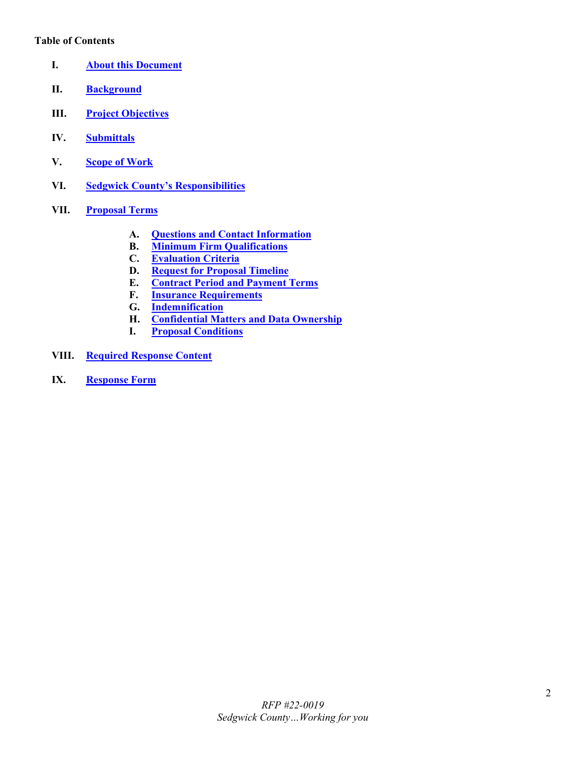**Table of Contents**

I. About this Document

II. Background

III. Project Objectives

IV. Submittals

V. Scope of Work

VI. Sedgwick County's Responsibilities

VII. Proposal Terms

- A. Questions and Contact Information
- B. Minimum Firm Qualifications
- C. Evaluation Criteria
- D. Request for Proposal Timeline
- E. Contract Period and Payment Terms
- F. Insurance Requirements
- G. Indemnification
- H. Confidential Matters and Data Ownership
- I. Proposal Conditions

VIII. Required Response Content

IX. Response Form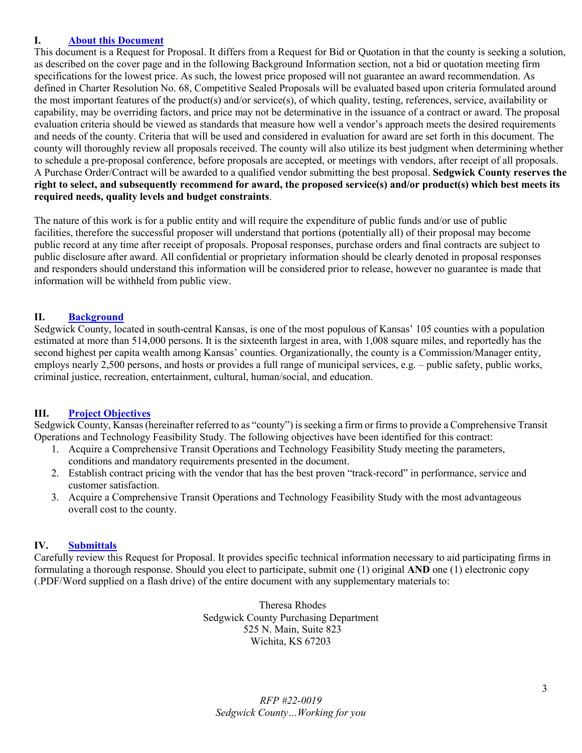## I. About this Document

This document is a Request for Proposal. It differs from a Request for Bid or Quotation in that the county is seeking a solution, as described on the cover page and in the following Background Information section, not a bid or quotation meeting firm specifications for the lowest price. As such, the lowest price proposed will not guarantee an award recommendation. As defined in Charter Resolution No. 68, Competitive Sealed Proposals will be evaluated based upon criteria formulated around the most important features of the product(s) and/or service(s), of which quality, testing, references, service, availability or capability, may be overriding factors, and price may not be determinative in the issuance of a contract or award. The proposal evaluation criteria should be viewed as standards that measure how well a vendor's approach meets the desired requirements and needs of the county. Criteria that will be used and considered in evaluation for award are set forth in this document. The county will thoroughly review all proposals received. The county will also utilize its best judgment when determining whether to schedule a pre-proposal conference, before proposals are accepted, or meetings with vendors, after receipt of all proposals. A Purchase Order/Contract will be awarded to a qualified vendor submitting the best proposal. **Sedgwick County reserves the right to select, and subsequently recommend for award, the proposed service(s) and/or product(s) which best meets its required needs, quality levels and budget constraints**.

The nature of this work is for a public entity and will require the expenditure of public funds and/or use of public facilities, therefore the successful proposer will understand that portions (potentially all) of their proposal may become public record at any time after receipt of proposals. Proposal responses, purchase orders and final contracts are subject to public disclosure after award. All confidential or proprietary information should be clearly denoted in proposal responses and responders should understand this information will be considered prior to release, however no guarantee is made that information will be withheld from public view.

## II. Background

Sedgwick County, located in south-central Kansas, is one of the most populous of Kansas' 105 counties with a population estimated at more than 514,000 persons. It is the sixteenth largest in area, with 1,008 square miles, and reportedly has the second highest per capita wealth among Kansas' counties. Organizationally, the county is a Commission/Manager entity, employs nearly 2,500 persons, and hosts or provides a full range of municipal services, e.g. – public safety, public works, criminal justice, recreation, entertainment, cultural, human/social, and education.

## III. Project Objectives

Sedgwick County, Kansas (hereinafter referred to as "county") is seeking a firm or firms to provide a Comprehensive Transit Operations and Technology Feasibility Study. The following objectives have been identified for this contract:

1. Acquire a Comprehensive Transit Operations and Technology Feasibility Study meeting the parameters, conditions and mandatory requirements presented in the document.
2. Establish contract pricing with the vendor that has the best proven "track-record" in performance, service and customer satisfaction.
3. Acquire a Comprehensive Transit Operations and Technology Feasibility Study with the most advantageous overall cost to the county.

## IV. Submittals

Carefully review this Request for Proposal. It provides specific technical information necessary to aid participating firms in formulating a thorough response. Should you elect to participate, submit one (1) original **AND** one (1) electronic copy (.PDF/Word supplied on a flash drive) of the entire document with any supplementary materials to:

Theresa Rhodes
Sedgwick County Purchasing Department
525 N. Main, Suite 823
Wichita, KS 67203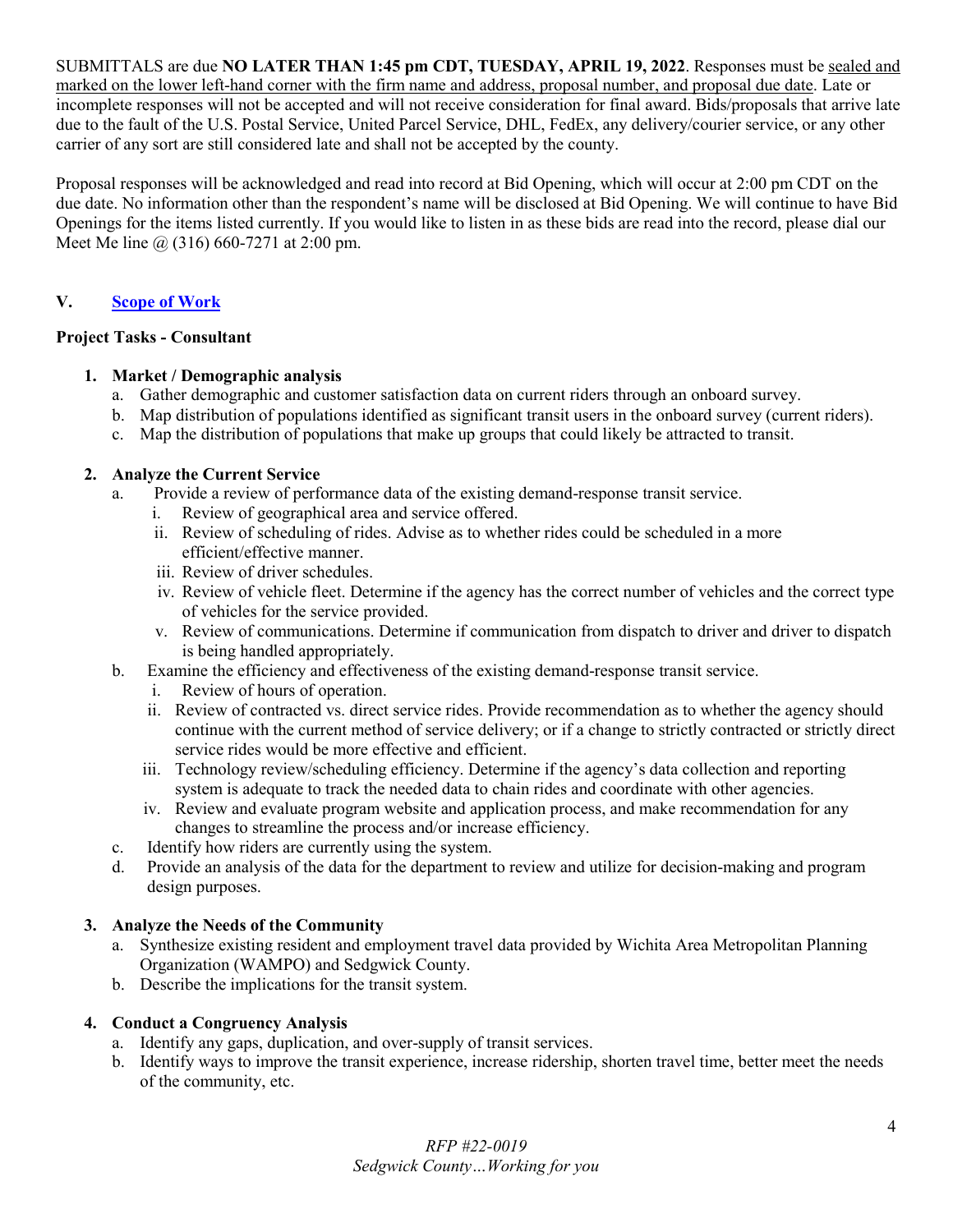SUBMITTALS are due **NO LATER THAN 1:45 pm CDT, TUESDAY, APRIL 19, 2022**. Responses must be sealed and marked on the lower left-hand corner with the firm name and address, proposal number, and proposal due date. Late or incomplete responses will not be accepted and will not receive consideration for final award. Bids/proposals that arrive late due to the fault of the U.S. Postal Service, United Parcel Service, DHL, FedEx, any delivery/courier service, or any other carrier of any sort are still considered late and shall not be accepted by the county.

Proposal responses will be acknowledged and read into record at Bid Opening, which will occur at 2:00 pm CDT on the due date. No information other than the respondent's name will be disclosed at Bid Opening. We will continue to have Bid Openings for the items listed currently. If you would like to listen in as these bids are read into the record, please dial our Meet Me line @ (316) 660-7271 at 2:00 pm.

## V. Scope of Work

**Project Tasks - Consultant**

1. **Market / Demographic analysis**
   a. Gather demographic and customer satisfaction data on current riders through an onboard survey.
   b. Map distribution of populations identified as significant transit users in the onboard survey (current riders).
   c. Map the distribution of populations that make up groups that could likely be attracted to transit.

2. **Analyze the Current Service**
   a. Provide a review of performance data of the existing demand-response transit service.
      i. Review of geographical area and service offered.
      ii. Review of scheduling of rides. Advise as to whether rides could be scheduled in a more efficient/effective manner.
      iii. Review of driver schedules.
      iv. Review of vehicle fleet. Determine if the agency has the correct number of vehicles and the correct type of vehicles for the service provided.
      v. Review of communications. Determine if communication from dispatch to driver and driver to dispatch is being handled appropriately.
   b. Examine the efficiency and effectiveness of the existing demand-response transit service.
      i. Review of hours of operation.
      ii. Review of contracted vs. direct service rides. Provide recommendation as to whether the agency should continue with the current method of service delivery; or if a change to strictly contracted or strictly direct service rides would be more effective and efficient.
      iii. Technology review/scheduling efficiency. Determine if the agency's data collection and reporting system is adequate to track the needed data to chain rides and coordinate with other agencies.
      iv. Review and evaluate program website and application process, and make recommendation for any changes to streamline the process and/or increase efficiency.
   c. Identify how riders are currently using the system.
   d. Provide an analysis of the data for the department to review and utilize for decision-making and program design purposes.

3. **Analyze the Needs of the Community**
   a. Synthesize existing resident and employment travel data provided by Wichita Area Metropolitan Planning Organization (WAMPO) and Sedgwick County.
   b. Describe the implications for the transit system.

4. **Conduct a Congruency Analysis**
   a. Identify any gaps, duplication, and over-supply of transit services.
   b. Identify ways to improve the transit experience, increase ridership, shorten travel time, better meet the needs of the community, etc.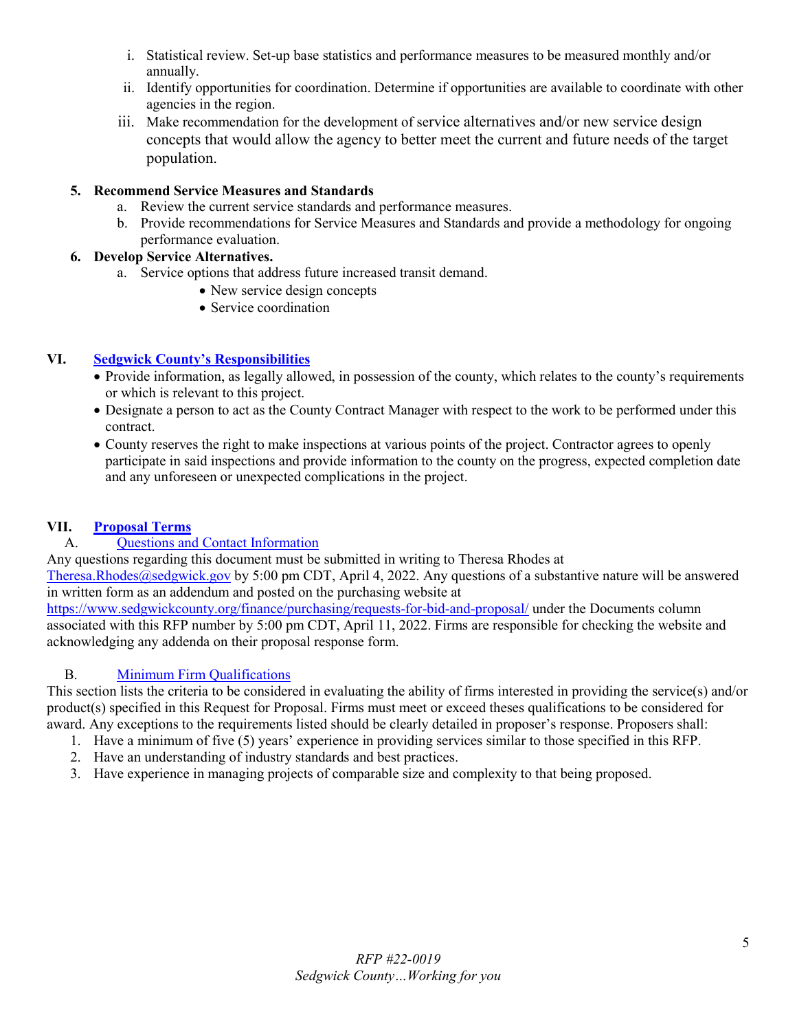i. Statistical review. Set-up base statistics and performance measures to be measured monthly and/or annually.
ii. Identify opportunities for coordination. Determine if opportunities are available to coordinate with other agencies in the region.
iii. Make recommendation for the development of service alternatives and/or new service design concepts that would allow the agency to better meet the current and future needs of the target population.

5. **Recommend Service Measures and Standards**
   a. Review the current service standards and performance measures.
   b. Provide recommendations for Service Measures and Standards and provide a methodology for ongoing performance evaluation.
6. **Develop Service Alternatives.**
   a. Service options that address future increased transit demand.
      - New service design concepts
      - Service coordination

## VI. Sedgwick County's Responsibilities

- Provide information, as legally allowed, in possession of the county, which relates to the county's requirements or which is relevant to this project.
- Designate a person to act as the County Contract Manager with respect to the work to be performed under this contract.
- County reserves the right to make inspections at various points of the project. Contractor agrees to openly participate in said inspections and provide information to the county on the progress, expected completion date and any unforeseen or unexpected complications in the project.

## VII. Proposal Terms

### A. Questions and Contact Information

Any questions regarding this document must be submitted in writing to Theresa Rhodes at Theresa.Rhodes@sedgwick.gov by 5:00 pm CDT, April 4, 2022. Any questions of a substantive nature will be answered in written form as an addendum and posted on the purchasing website at https://www.sedgwickcounty.org/finance/purchasing/requests-for-bid-and-proposal/ under the Documents column associated with this RFP number by 5:00 pm CDT, April 11, 2022. Firms are responsible for checking the website and acknowledging any addenda on their proposal response form.

### B. Minimum Firm Qualifications

This section lists the criteria to be considered in evaluating the ability of firms interested in providing the service(s) and/or product(s) specified in this Request for Proposal. Firms must meet or exceed theses qualifications to be considered for award. Any exceptions to the requirements listed should be clearly detailed in proposer's response. Proposers shall:

1. Have a minimum of five (5) years' experience in providing services similar to those specified in this RFP.
2. Have an understanding of industry standards and best practices.
3. Have experience in managing projects of comparable size and complexity to that being proposed.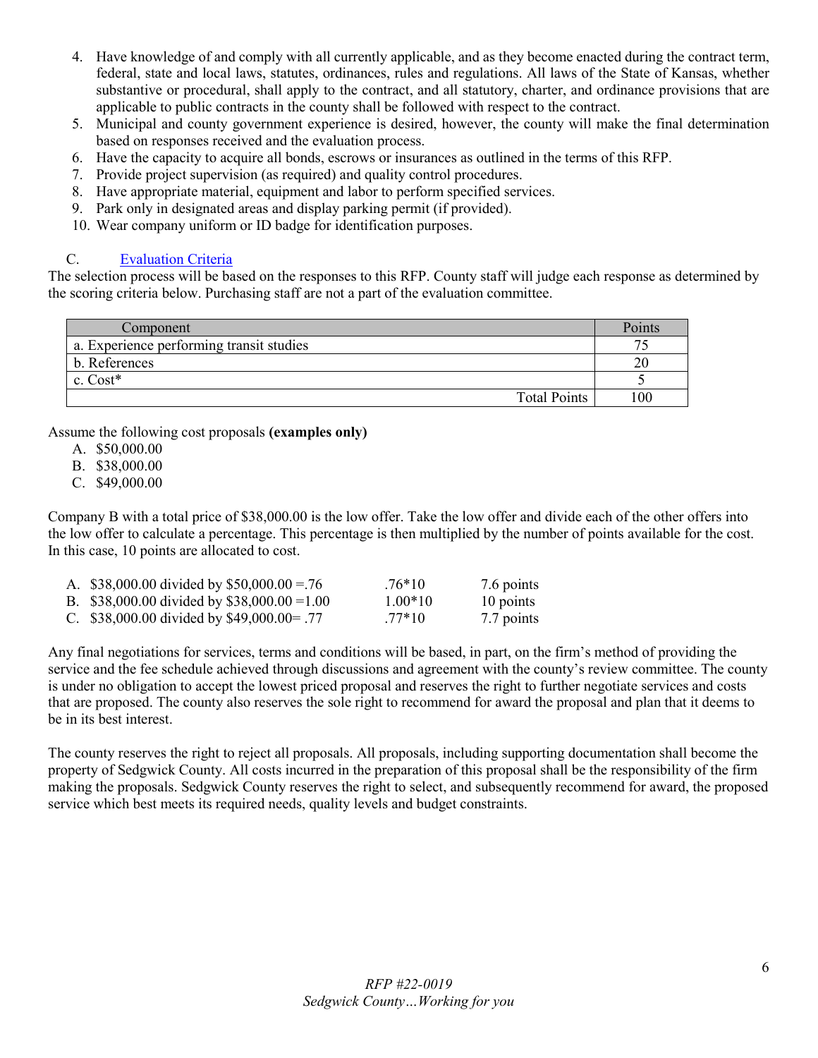4. Have knowledge of and comply with all currently applicable, and as they become enacted during the contract term, federal, state and local laws, statutes, ordinances, rules and regulations. All laws of the State of Kansas, whether substantive or procedural, shall apply to the contract, and all statutory, charter, and ordinance provisions that are applicable to public contracts in the county shall be followed with respect to the contract.
5. Municipal and county government experience is desired, however, the county will make the final determination based on responses received and the evaluation process.
6. Have the capacity to acquire all bonds, escrows or insurances as outlined in the terms of this RFP.
7. Provide project supervision (as required) and quality control procedures.
8. Have appropriate material, equipment and labor to perform specified services.
9. Park only in designated areas and display parking permit (if provided).
10. Wear company uniform or ID badge for identification purposes.

### C. Evaluation Criteria

The selection process will be based on the responses to this RFP. County staff will judge each response as determined by the scoring criteria below. Purchasing staff are not a part of the evaluation committee.

| Component | Points |
|---|---|
| a. Experience performing transit studies | 75 |
| b. References | 20 |
| c. Cost* | 5 |
| Total Points | 100 |

Assume the following cost proposals **(examples only)**

A. $50,000.00
B. $38,000.00
C. $49,000.00

Company B with a total price of $38,000.00 is the low offer. Take the low offer and divide each of the other offers into the low offer to calculate a percentage. This percentage is then multiplied by the number of points available for the cost. In this case, 10 points are allocated to cost.

| | | |
|---|---|---|
| A. $38,000.00 divided by $50,000.00 =.76 | .76*10 | 7.6 points |
| B. $38,000.00 divided by $38,000.00 =1.00 | 1.00*10 | 10 points |
| C. $38,000.00 divided by $49,000.00= .77 | .77*10 | 7.7 points |

Any final negotiations for services, terms and conditions will be based, in part, on the firm's method of providing the service and the fee schedule achieved through discussions and agreement with the county's review committee. The county is under no obligation to accept the lowest priced proposal and reserves the right to further negotiate services and costs that are proposed. The county also reserves the sole right to recommend for award the proposal and plan that it deems to be in its best interest.

The county reserves the right to reject all proposals. All proposals, including supporting documentation shall become the property of Sedgwick County. All costs incurred in the preparation of this proposal shall be the responsibility of the firm making the proposals. Sedgwick County reserves the right to select, and subsequently recommend for award, the proposed service which best meets its required needs, quality levels and budget constraints.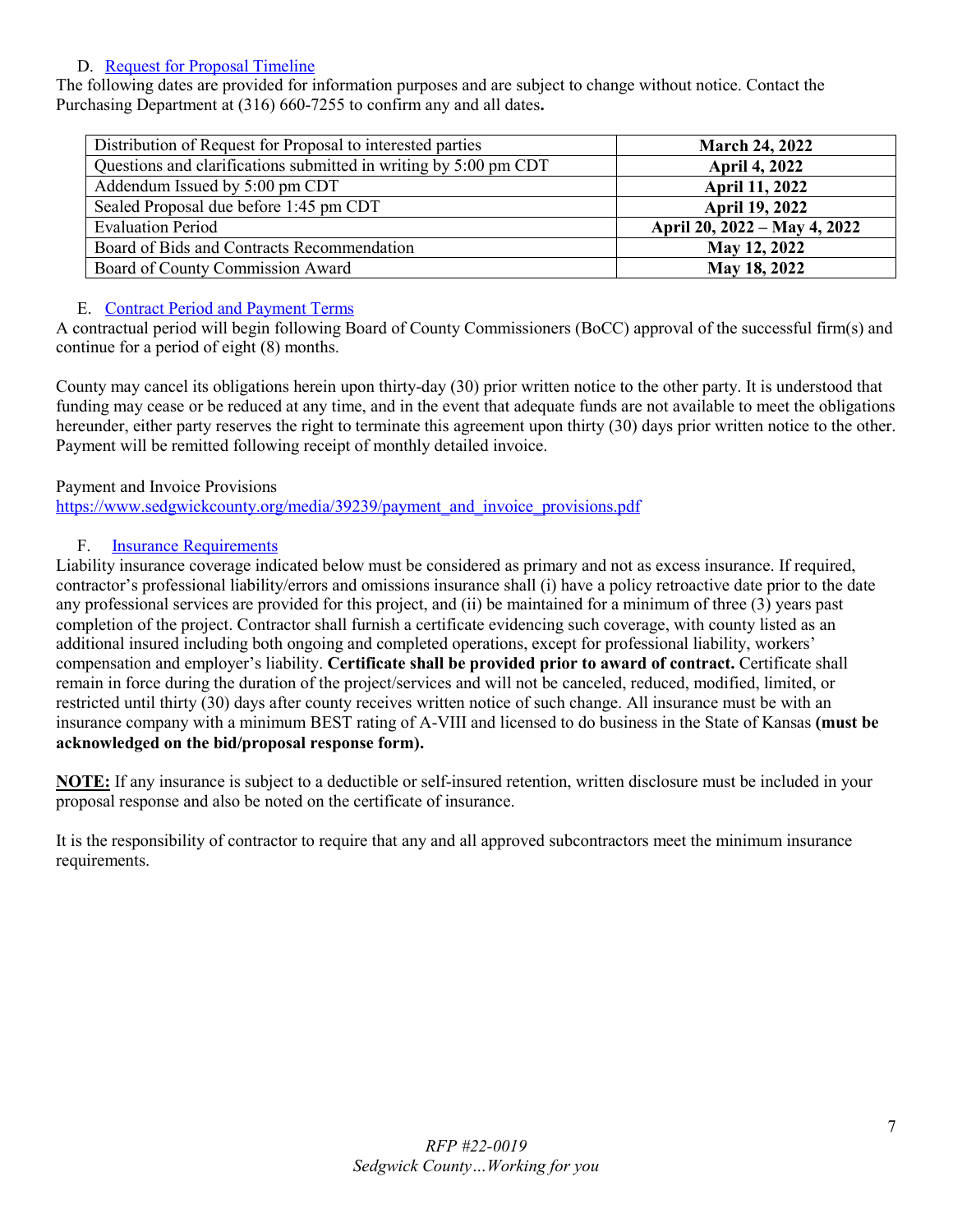D. Request for Proposal Timeline

The following dates are provided for information purposes and are subject to change without notice. Contact the Purchasing Department at (316) 660-7255 to confirm any and all dates**.**

| | |
|---|---|
| Distribution of Request for Proposal to interested parties | **March 24, 2022** |
| Questions and clarifications submitted in writing by 5:00 pm CDT | **April 4, 2022** |
| Addendum Issued by 5:00 pm CDT | **April 11, 2022** |
| Sealed Proposal due before 1:45 pm CDT | **April 19, 2022** |
| Evaluation Period | **April 20, 2022 – May 4, 2022** |
| Board of Bids and Contracts Recommendation | **May 12, 2022** |
| Board of County Commission Award | **May 18, 2022** |

E. Contract Period and Payment Terms

A contractual period will begin following Board of County Commissioners (BoCC) approval of the successful firm(s) and continue for a period of eight (8) months.

County may cancel its obligations herein upon thirty-day (30) prior written notice to the other party. It is understood that funding may cease or be reduced at any time, and in the event that adequate funds are not available to meet the obligations hereunder, either party reserves the right to terminate this agreement upon thirty (30) days prior written notice to the other. Payment will be remitted following receipt of monthly detailed invoice.

Payment and Invoice Provisions
https://www.sedgwickcounty.org/media/39239/payment_and_invoice_provisions.pdf

F. Insurance Requirements

Liability insurance coverage indicated below must be considered as primary and not as excess insurance. If required, contractor's professional liability/errors and omissions insurance shall (i) have a policy retroactive date prior to the date any professional services are provided for this project, and (ii) be maintained for a minimum of three (3) years past completion of the project. Contractor shall furnish a certificate evidencing such coverage, with county listed as an additional insured including both ongoing and completed operations, except for professional liability, workers' compensation and employer's liability. **Certificate shall be provided prior to award of contract.** Certificate shall remain in force during the duration of the project/services and will not be canceled, reduced, modified, limited, or restricted until thirty (30) days after county receives written notice of such change. All insurance must be with an insurance company with a minimum BEST rating of A-VIII and licensed to do business in the State of Kansas **(must be acknowledged on the bid/proposal response form).**

**NOTE:** If any insurance is subject to a deductible or self-insured retention, written disclosure must be included in your proposal response and also be noted on the certificate of insurance.

It is the responsibility of contractor to require that any and all approved subcontractors meet the minimum insurance requirements.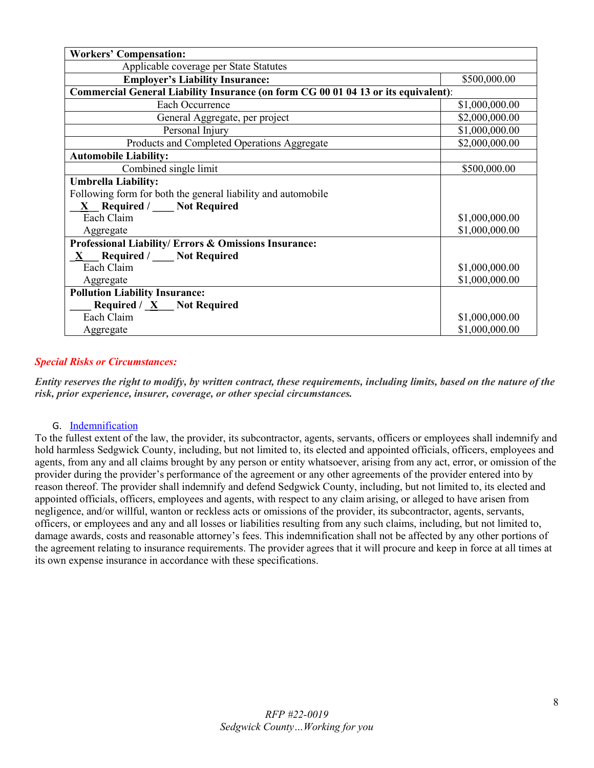| | |
|---|---|
| **Workers' Compensation:** | |
| Applicable coverage per State Statutes | |
| **Employer's Liability Insurance:** | $500,000.00 |
| **Commercial General Liability Insurance (on form CG 00 01 04 13 or its equivalent)**: | |
| Each Occurrence | $1,000,000.00 |
| General Aggregate, per project | $2,000,000.00 |
| Personal Injury | $1,000,000.00 |
| Products and Completed Operations Aggregate | $2,000,000.00 |
| **Automobile Liability:** | |
| Combined single limit | $500,000.00 |
| **Umbrella Liability:**<br>Following form for both the general liability and automobile<br>**__X__ Required / ____ Not Required**<br>Each Claim<br>Aggregate | <br><br><br>$1,000,000.00<br>$1,000,000.00 |
| **Professional Liability/ Errors & Omissions Insurance:**<br>**_X___ Required / ____ Not Required**<br>Each Claim<br>Aggregate | <br><br>$1,000,000.00<br>$1,000,000.00 |
| **Pollution Liability Insurance:**<br>**____ Required / _X___ Not Required**<br>Each Claim<br>Aggregate | <br><br>$1,000,000.00<br>$1,000,000.00 |

***Special Risks or Circumstances:***

***Entity reserves the right to modify, by written contract, these requirements, including limits, based on the nature of the risk, prior experience, insurer, coverage, or other special circumstances.***

G. Indemnification

To the fullest extent of the law, the provider, its subcontractor, agents, servants, officers or employees shall indemnify and hold harmless Sedgwick County, including, but not limited to, its elected and appointed officials, officers, employees and agents, from any and all claims brought by any person or entity whatsoever, arising from any act, error, or omission of the provider during the provider's performance of the agreement or any other agreements of the provider entered into by reason thereof. The provider shall indemnify and defend Sedgwick County, including, but not limited to, its elected and appointed officials, officers, employees and agents, with respect to any claim arising, or alleged to have arisen from negligence, and/or willful, wanton or reckless acts or omissions of the provider, its subcontractor, agents, servants, officers, or employees and any and all losses or liabilities resulting from any such claims, including, but not limited to, damage awards, costs and reasonable attorney's fees. This indemnification shall not be affected by any other portions of the agreement relating to insurance requirements. The provider agrees that it will procure and keep in force at all times at its own expense insurance in accordance with these specifications.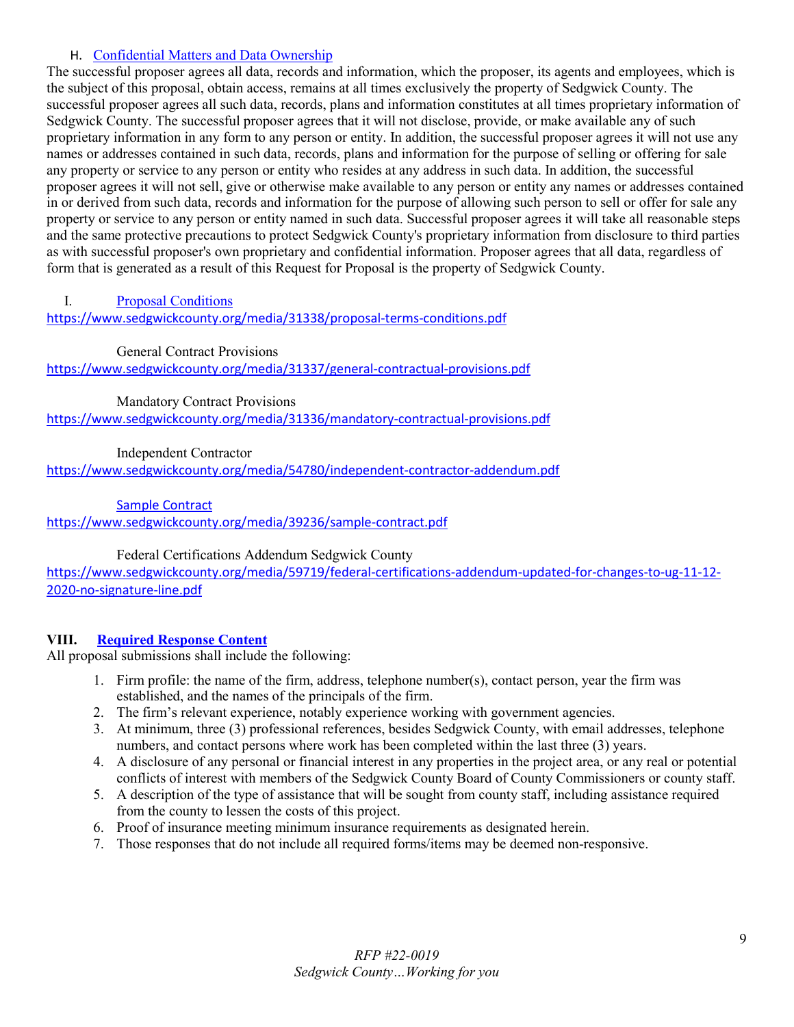### H. Confidential Matters and Data Ownership

The successful proposer agrees all data, records and information, which the proposer, its agents and employees, which is the subject of this proposal, obtain access, remains at all times exclusively the property of Sedgwick County. The successful proposer agrees all such data, records, plans and information constitutes at all times proprietary information of Sedgwick County. The successful proposer agrees that it will not disclose, provide, or make available any of such proprietary information in any form to any person or entity. In addition, the successful proposer agrees it will not use any names or addresses contained in such data, records, plans and information for the purpose of selling or offering for sale any property or service to any person or entity who resides at any address in such data. In addition, the successful proposer agrees it will not sell, give or otherwise make available to any person or entity any names or addresses contained in or derived from such data, records and information for the purpose of allowing such person to sell or offer for sale any property or service to any person or entity named in such data. Successful proposer agrees it will take all reasonable steps and the same protective precautions to protect Sedgwick County's proprietary information from disclosure to third parties as with successful proposer's own proprietary and confidential information. Proposer agrees that all data, regardless of form that is generated as a result of this Request for Proposal is the property of Sedgwick County.

### I. Proposal Conditions

https://www.sedgwickcounty.org/media/31338/proposal-terms-conditions.pdf

General Contract Provisions
https://www.sedgwickcounty.org/media/31337/general-contractual-provisions.pdf

Mandatory Contract Provisions
https://www.sedgwickcounty.org/media/31336/mandatory-contractual-provisions.pdf

Independent Contractor
https://www.sedgwickcounty.org/media/54780/independent-contractor-addendum.pdf

Sample Contract
https://www.sedgwickcounty.org/media/39236/sample-contract.pdf

Federal Certifications Addendum Sedgwick County
https://www.sedgwickcounty.org/media/59719/federal-certifications-addendum-updated-for-changes-to-ug-11-12-2020-no-signature-line.pdf

## VIII. Required Response Content

All proposal submissions shall include the following:

1. Firm profile: the name of the firm, address, telephone number(s), contact person, year the firm was established, and the names of the principals of the firm.
2. The firm's relevant experience, notably experience working with government agencies.
3. At minimum, three (3) professional references, besides Sedgwick County, with email addresses, telephone numbers, and contact persons where work has been completed within the last three (3) years.
4. A disclosure of any personal or financial interest in any properties in the project area, or any real or potential conflicts of interest with members of the Sedgwick County Board of County Commissioners or county staff.
5. A description of the type of assistance that will be sought from county staff, including assistance required from the county to lessen the costs of this project.
6. Proof of insurance meeting minimum insurance requirements as designated herein.
7. Those responses that do not include all required forms/items may be deemed non-responsive.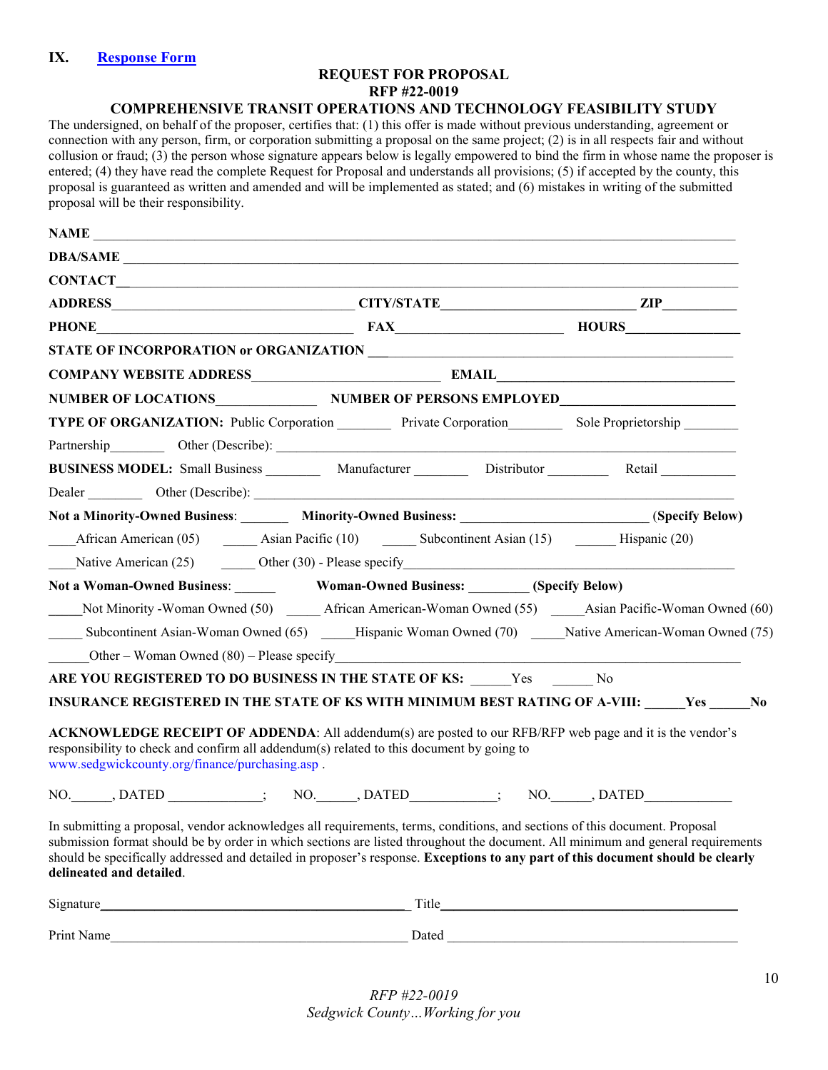## IX. Response Form

**REQUEST FOR PROPOSAL**
**RFP #22-0019**
**COMPREHENSIVE TRANSIT OPERATIONS AND TECHNOLOGY FEASIBILITY STUDY**

The undersigned, on behalf of the proposer, certifies that: (1) this offer is made without previous understanding, agreement or connection with any person, firm, or corporation submitting a proposal on the same project; (2) is in all respects fair and without collusion or fraud; (3) the person whose signature appears below is legally empowered to bind the firm in whose name the proposer is entered; (4) they have read the complete Request for Proposal and understands all provisions; (5) if accepted by the county, this proposal is guaranteed as written and amended and will be implemented as stated; and (6) mistakes in writing of the submitted proposal will be their responsibility.

**NAME** ______________________________________________________________

**DBA/SAME** __________________________________________________________

**CONTACT** ___________________________________________________________

**ADDRESS** ____________________ **CITY/STATE** ____________________ **ZIP** __________

**PHONE** ____________________ **FAX** ____________________ **HOURS** __________

**STATE OF INCORPORATION or ORGANIZATION** ________________________________

**COMPANY WEBSITE ADDRESS** ____________________ **EMAIL** ____________________

**NUMBER OF LOCATIONS** __________ **NUMBER OF PERSONS EMPLOYED** __________

**TYPE OF ORGANIZATION:** Public Corporation ________ Private Corporation ________ Sole Proprietorship ________

Partnership ________ Other (Describe): ____________________________________

**BUSINESS MODEL:** Small Business ________ Manufacturer ________ Distributor ________ Retail ________

Dealer ________ Other (Describe): ____________________________________

**Not a Minority-Owned Business**: ________ **Minority-Owned Business:** ____________________ **(Specify Below)**

____African American (05) _____ Asian Pacific (10) _____ Subcontinent Asian (15) ______ Hispanic (20)

____Native American (25) _____ Other (30) - Please specify____________________________

**Not a Woman-Owned Business**: ______ **Woman-Owned Business:** _________ **(Specify Below)**

_____Not Minority -Woman Owned (50) _____ African American-Woman Owned (55) _____Asian Pacific-Woman Owned (60)

_____ Subcontinent Asian-Woman Owned (65) _____Hispanic Woman Owned (70) _____Native American-Woman Owned (75)

______Other – Woman Owned (80) – Please specify____________________________

**ARE YOU REGISTERED TO DO BUSINESS IN THE STATE OF KS:** ______Yes ______ No

**INSURANCE REGISTERED IN THE STATE OF KS WITH MINIMUM BEST RATING OF A-VIII: ______Yes ______No**

**ACKNOWLEDGE RECEIPT OF ADDENDA**: All addendum(s) are posted to our RFB/RFP web page and it is the vendor's responsibility to check and confirm all addendum(s) related to this document by going to www.sedgwickcounty.org/finance/purchasing.asp .

NO.______, DATED ______________; NO.______, DATED______________; NO.______, DATED______________

In submitting a proposal, vendor acknowledges all requirements, terms, conditions, and sections of this document. Proposal submission format should be by order in which sections are listed throughout the document. All minimum and general requirements should be specifically addressed and detailed in proposer's response. **Exceptions to any part of this document should be clearly delineated and detailed**.

Signature______________________________ Title______________________________

Print Name______________________________ Dated ______________________________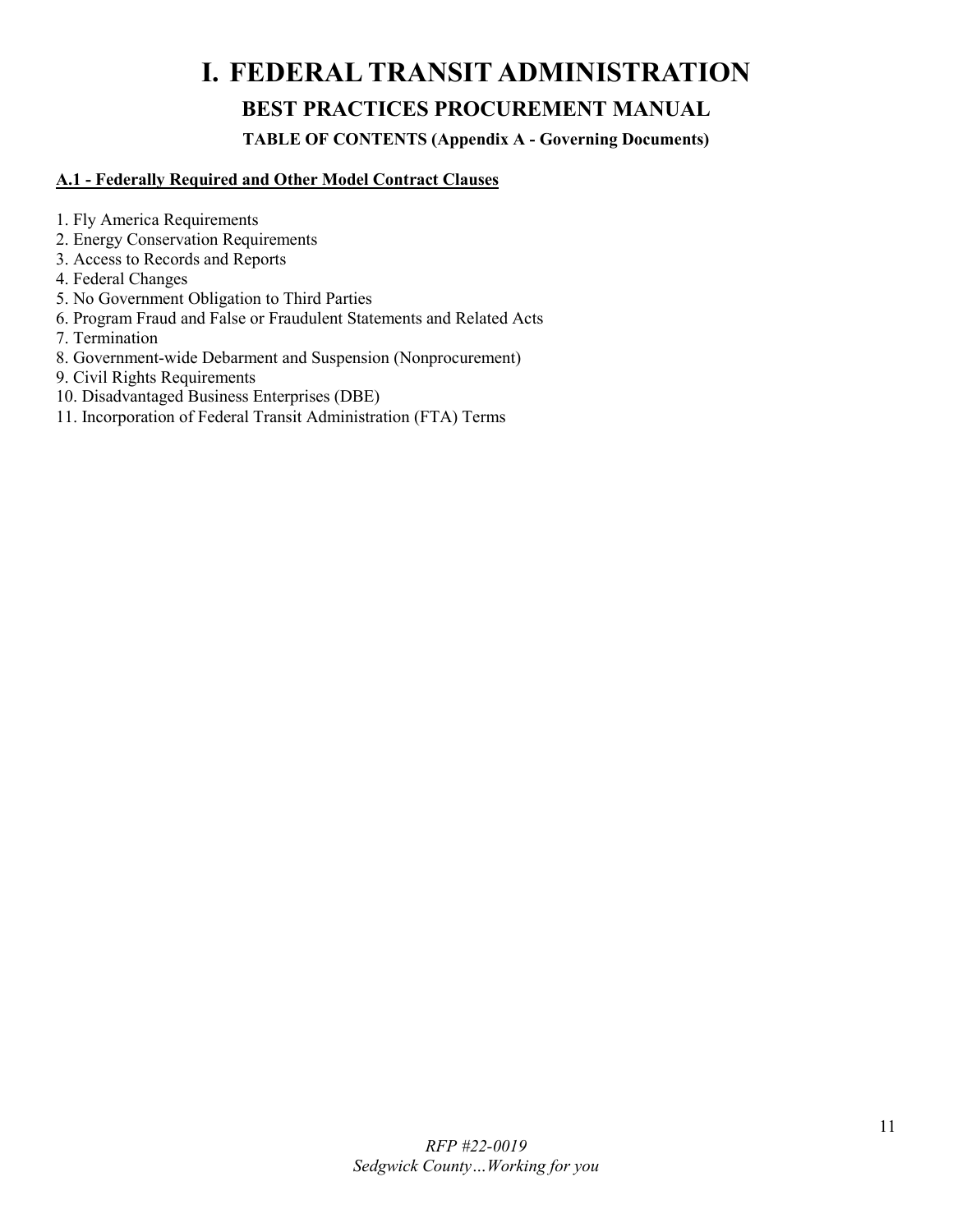# I. FEDERAL TRANSIT ADMINISTRATION

## BEST PRACTICES PROCUREMENT MANUAL

### TABLE OF CONTENTS (Appendix A - Governing Documents)

**A.1 - Federally Required and Other Model Contract Clauses**

1. Fly America Requirements
2. Energy Conservation Requirements
3. Access to Records and Reports
4. Federal Changes
5. No Government Obligation to Third Parties
6. Program Fraud and False or Fraudulent Statements and Related Acts
7. Termination
8. Government-wide Debarment and Suspension (Nonprocurement)
9. Civil Rights Requirements
10. Disadvantaged Business Enterprises (DBE)
11. Incorporation of Federal Transit Administration (FTA) Terms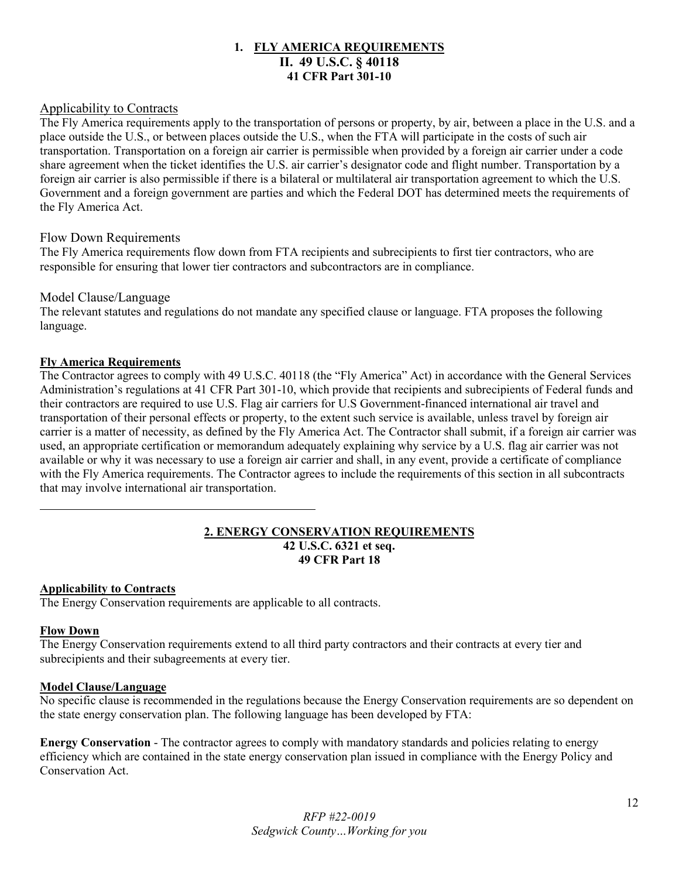## 1. FLY AMERICA REQUIREMENTS

**II. 49 U.S.C. § 40118**
**41 CFR Part 301-10**

### Applicability to Contracts

The Fly America requirements apply to the transportation of persons or property, by air, between a place in the U.S. and a place outside the U.S., or between places outside the U.S., when the FTA will participate in the costs of such air transportation. Transportation on a foreign air carrier is permissible when provided by a foreign air carrier under a code share agreement when the ticket identifies the U.S. air carrier's designator code and flight number. Transportation by a foreign air carrier is also permissible if there is a bilateral or multilateral air transportation agreement to which the U.S. Government and a foreign government are parties and which the Federal DOT has determined meets the requirements of the Fly America Act.

### Flow Down Requirements

The Fly America requirements flow down from FTA recipients and subrecipients to first tier contractors, who are responsible for ensuring that lower tier contractors and subcontractors are in compliance.

### Model Clause/Language

The relevant statutes and regulations do not mandate any specified clause or language. FTA proposes the following language.

**Fly America Requirements**

The Contractor agrees to comply with 49 U.S.C. 40118 (the "Fly America" Act) in accordance with the General Services Administration's regulations at 41 CFR Part 301-10, which provide that recipients and subrecipients of Federal funds and their contractors are required to use U.S. Flag air carriers for U.S Government-financed international air travel and transportation of their personal effects or property, to the extent such service is available, unless travel by foreign air carrier is a matter of necessity, as defined by the Fly America Act. The Contractor shall submit, if a foreign air carrier was used, an appropriate certification or memorandum adequately explaining why service by a U.S. flag air carrier was not available or why it was necessary to use a foreign air carrier and shall, in any event, provide a certificate of compliance with the Fly America requirements. The Contractor agrees to include the requirements of this section in all subcontracts that may involve international air transportation.

---

## 2. ENERGY CONSERVATION REQUIREMENTS

**42 U.S.C. 6321 et seq.**
**49 CFR Part 18**

**Applicability to Contracts**

The Energy Conservation requirements are applicable to all contracts.

**Flow Down**

The Energy Conservation requirements extend to all third party contractors and their contracts at every tier and subrecipients and their subagreements at every tier.

**Model Clause/Language**

No specific clause is recommended in the regulations because the Energy Conservation requirements are so dependent on the state energy conservation plan. The following language has been developed by FTA:

**Energy Conservation** - The contractor agrees to comply with mandatory standards and policies relating to energy efficiency which are contained in the state energy conservation plan issued in compliance with the Energy Policy and Conservation Act.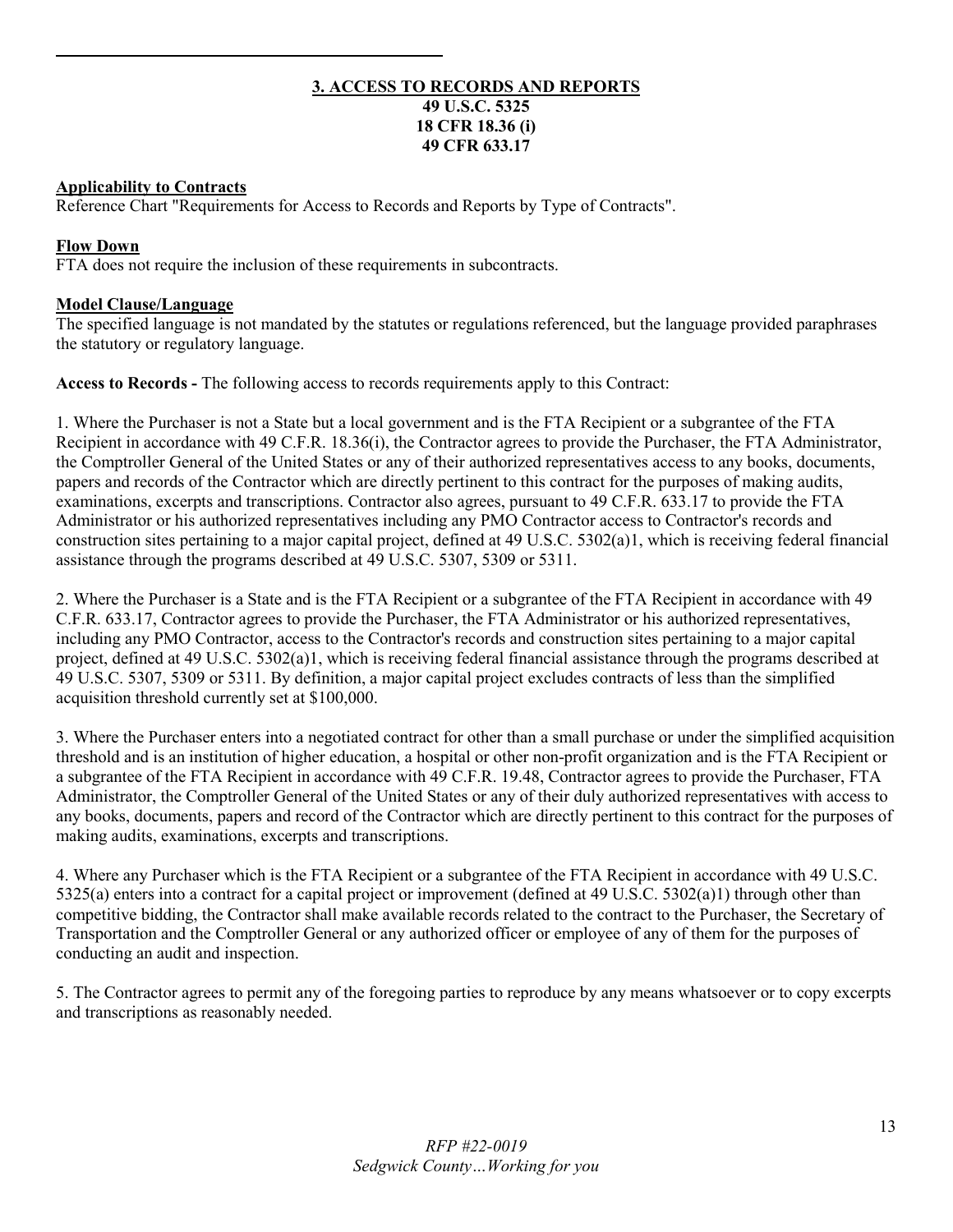## 3. ACCESS TO RECORDS AND REPORTS

**49 U.S.C. 5325**
**18 CFR 18.36 (i)**
**49 CFR 633.17**

**Applicability to Contracts**

Reference Chart "Requirements for Access to Records and Reports by Type of Contracts".

**Flow Down**

FTA does not require the inclusion of these requirements in subcontracts.

**Model Clause/Language**

The specified language is not mandated by the statutes or regulations referenced, but the language provided paraphrases the statutory or regulatory language.

**Access to Records -** The following access to records requirements apply to this Contract:

1. Where the Purchaser is not a State but a local government and is the FTA Recipient or a subgrantee of the FTA Recipient in accordance with 49 C.F.R. 18.36(i), the Contractor agrees to provide the Purchaser, the FTA Administrator, the Comptroller General of the United States or any of their authorized representatives access to any books, documents, papers and records of the Contractor which are directly pertinent to this contract for the purposes of making audits, examinations, excerpts and transcriptions. Contractor also agrees, pursuant to 49 C.F.R. 633.17 to provide the FTA Administrator or his authorized representatives including any PMO Contractor access to Contractor's records and construction sites pertaining to a major capital project, defined at 49 U.S.C. 5302(a)1, which is receiving federal financial assistance through the programs described at 49 U.S.C. 5307, 5309 or 5311.

2. Where the Purchaser is a State and is the FTA Recipient or a subgrantee of the FTA Recipient in accordance with 49 C.F.R. 633.17, Contractor agrees to provide the Purchaser, the FTA Administrator or his authorized representatives, including any PMO Contractor, access to the Contractor's records and construction sites pertaining to a major capital project, defined at 49 U.S.C. 5302(a)1, which is receiving federal financial assistance through the programs described at 49 U.S.C. 5307, 5309 or 5311. By definition, a major capital project excludes contracts of less than the simplified acquisition threshold currently set at $100,000.

3. Where the Purchaser enters into a negotiated contract for other than a small purchase or under the simplified acquisition threshold and is an institution of higher education, a hospital or other non-profit organization and is the FTA Recipient or a subgrantee of the FTA Recipient in accordance with 49 C.F.R. 19.48, Contractor agrees to provide the Purchaser, FTA Administrator, the Comptroller General of the United States or any of their duly authorized representatives with access to any books, documents, papers and record of the Contractor which are directly pertinent to this contract for the purposes of making audits, examinations, excerpts and transcriptions.

4. Where any Purchaser which is the FTA Recipient or a subgrantee of the FTA Recipient in accordance with 49 U.S.C. 5325(a) enters into a contract for a capital project or improvement (defined at 49 U.S.C. 5302(a)1) through other than competitive bidding, the Contractor shall make available records related to the contract to the Purchaser, the Secretary of Transportation and the Comptroller General or any authorized officer or employee of any of them for the purposes of conducting an audit and inspection.

5. The Contractor agrees to permit any of the foregoing parties to reproduce by any means whatsoever or to copy excerpts and transcriptions as reasonably needed.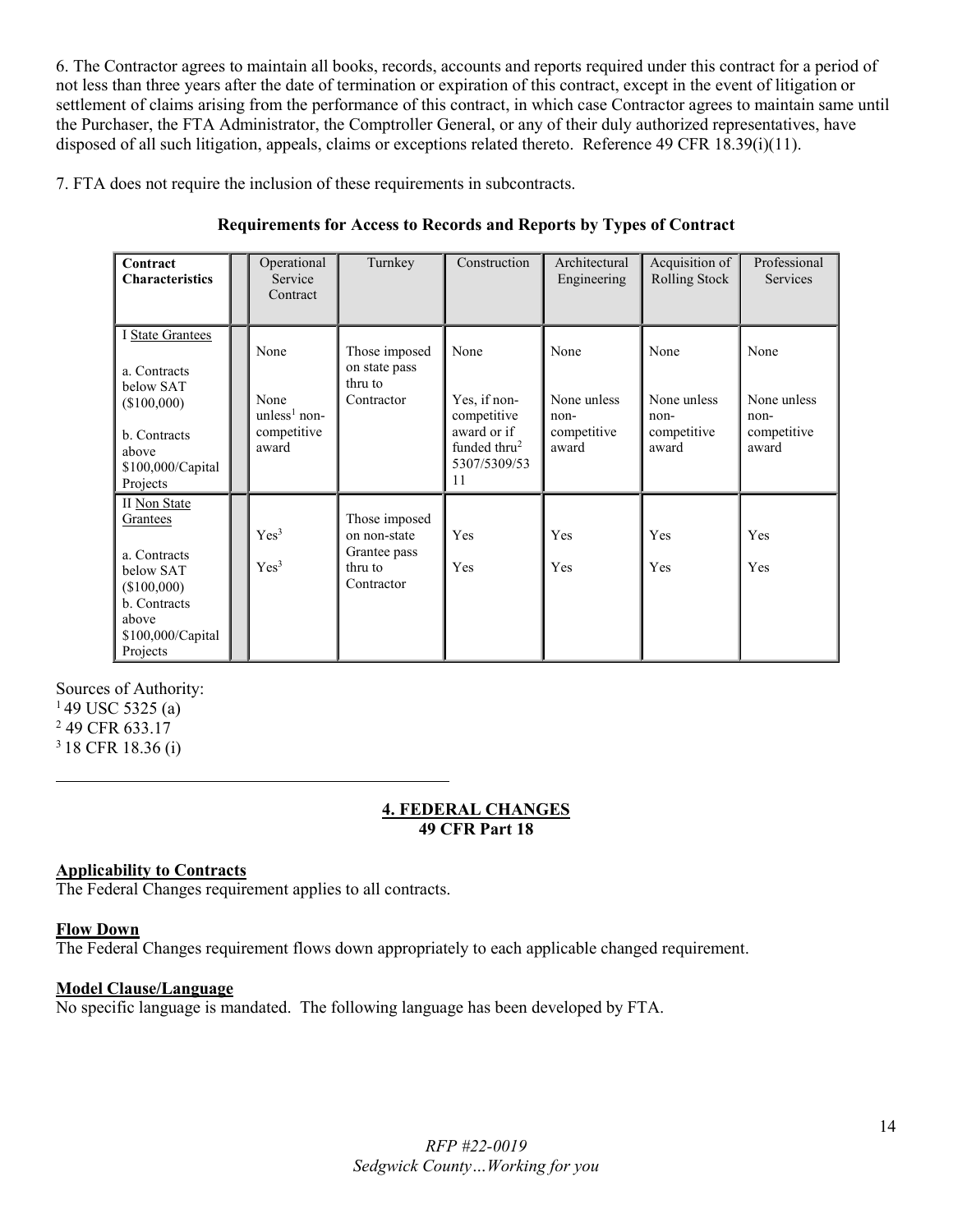6. The Contractor agrees to maintain all books, records, accounts and reports required under this contract for a period of not less than three years after the date of termination or expiration of this contract, except in the event of litigation or settlement of claims arising from the performance of this contract, in which case Contractor agrees to maintain same until the Purchaser, the FTA Administrator, the Comptroller General, or any of their duly authorized representatives, have disposed of all such litigation, appeals, claims or exceptions related thereto. Reference 49 CFR 18.39(i)(11).

7. FTA does not require the inclusion of these requirements in subcontracts.

**Requirements for Access to Records and Reports by Types of Contract**

| **Contract Characteristics** | | Operational Service Contract | Turnkey | Construction | Architectural Engineering | Acquisition of Rolling Stock | Professional Services |
|---|---|---|---|---|---|---|---|
| I State Grantees<br>a. Contracts below SAT ($100,000)<br>b. Contracts above $100,000/Capital Projects | | None<br>None unless[1] non-competitive award | Those imposed on state pass thru to Contractor | None<br>Yes, if non-competitive award or if funded thru[2] 5307/5309/5311 | None<br>None unless non-competitive award | None<br>None unless non-competitive award | None<br>None unless non-competitive award |
| II Non State Grantees<br>a. Contracts below SAT ($100,000)<br>b. Contracts above $100,000/Capital Projects | | Yes[3]<br>Yes[3] | Those imposed on non-state Grantee pass thru to Contractor | Yes<br>Yes | Yes<br>Yes | Yes<br>Yes | Yes<br>Yes |

Sources of Authority:
[1] 49 USC 5325 (a)
[2] 49 CFR 633.17
[3] 18 CFR 18.36 (i)

---

## 4. FEDERAL CHANGES
**49 CFR Part 18**

**Applicability to Contracts**
The Federal Changes requirement applies to all contracts.

**Flow Down**
The Federal Changes requirement flows down appropriately to each applicable changed requirement.

**Model Clause/Language**
No specific language is mandated. The following language has been developed by FTA.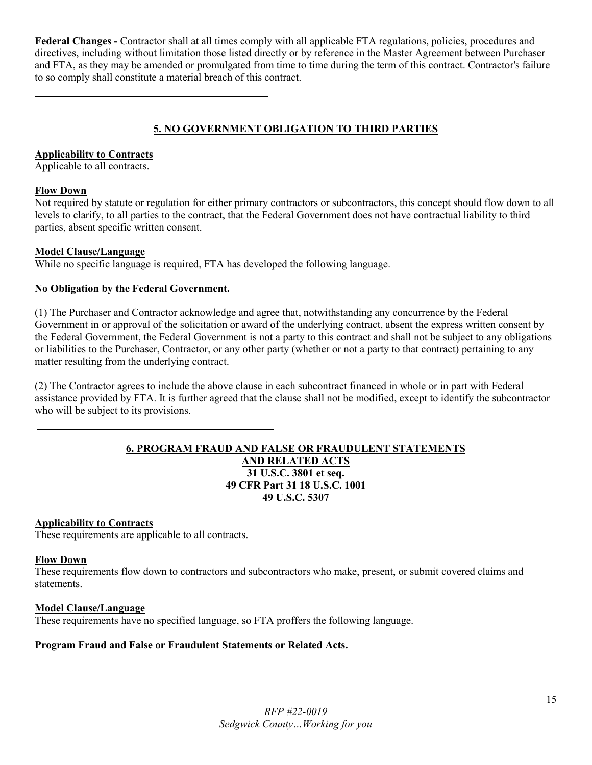**Federal Changes -** Contractor shall at all times comply with all applicable FTA regulations, policies, procedures and directives, including without limitation those listed directly or by reference in the Master Agreement between Purchaser and FTA, as they may be amended or promulgated from time to time during the term of this contract. Contractor's failure to so comply shall constitute a material breach of this contract.

## 5. NO GOVERNMENT OBLIGATION TO THIRD PARTIES

**Applicability to Contracts**
Applicable to all contracts.

**Flow Down**
Not required by statute or regulation for either primary contractors or subcontractors, this concept should flow down to all levels to clarify, to all parties to the contract, that the Federal Government does not have contractual liability to third parties, absent specific written consent.

**Model Clause/Language**
While no specific language is required, FTA has developed the following language.

**No Obligation by the Federal Government.**

(1) The Purchaser and Contractor acknowledge and agree that, notwithstanding any concurrence by the Federal Government in or approval of the solicitation or award of the underlying contract, absent the express written consent by the Federal Government, the Federal Government is not a party to this contract and shall not be subject to any obligations or liabilities to the Purchaser, Contractor, or any other party (whether or not a party to that contract) pertaining to any matter resulting from the underlying contract.

(2) The Contractor agrees to include the above clause in each subcontract financed in whole or in part with Federal assistance provided by FTA. It is further agreed that the clause shall not be modified, except to identify the subcontractor who will be subject to its provisions.

## 6. PROGRAM FRAUD AND FALSE OR FRAUDULENT STATEMENTS AND RELATED ACTS

**31 U.S.C. 3801 et seq.**
**49 CFR Part 31 18 U.S.C. 1001**
**49 U.S.C. 5307**

**Applicability to Contracts**
These requirements are applicable to all contracts.

**Flow Down**
These requirements flow down to contractors and subcontractors who make, present, or submit covered claims and statements.

**Model Clause/Language**
These requirements have no specified language, so FTA proffers the following language.

**Program Fraud and False or Fraudulent Statements or Related Acts.**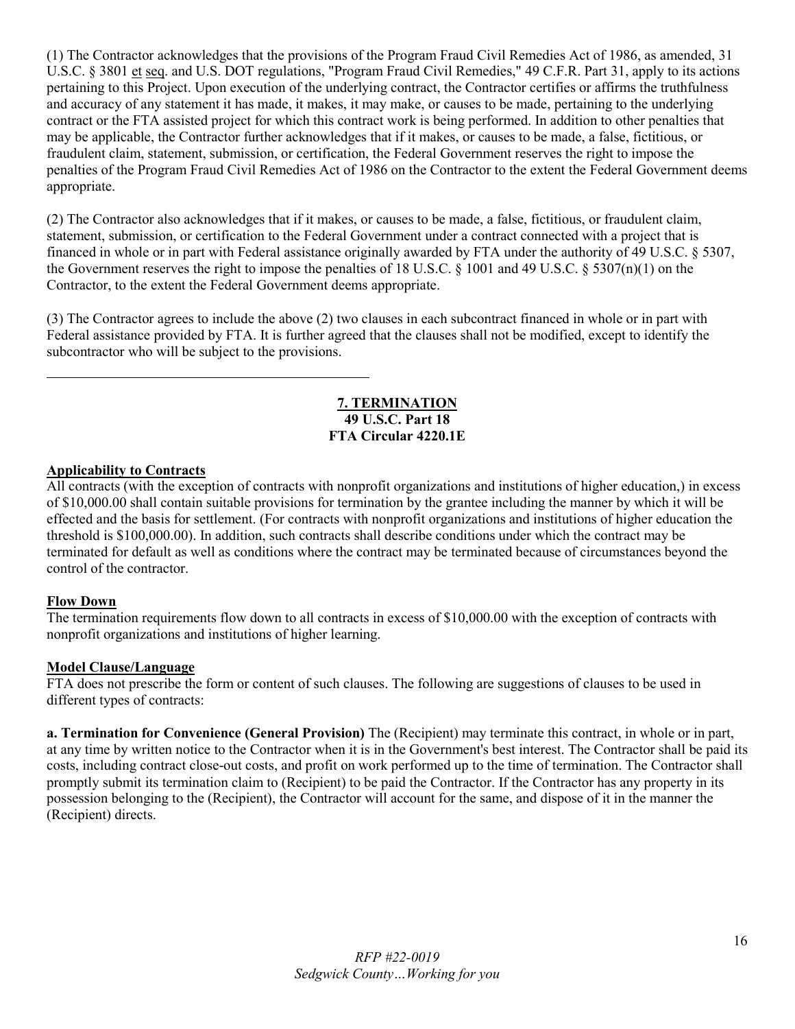(1) The Contractor acknowledges that the provisions of the Program Fraud Civil Remedies Act of 1986, as amended, 31 U.S.C. § 3801 et seq. and U.S. DOT regulations, "Program Fraud Civil Remedies," 49 C.F.R. Part 31, apply to its actions pertaining to this Project. Upon execution of the underlying contract, the Contractor certifies or affirms the truthfulness and accuracy of any statement it has made, it makes, it may make, or causes to be made, pertaining to the underlying contract or the FTA assisted project for which this contract work is being performed. In addition to other penalties that may be applicable, the Contractor further acknowledges that if it makes, or causes to be made, a false, fictitious, or fraudulent claim, statement, submission, or certification, the Federal Government reserves the right to impose the penalties of the Program Fraud Civil Remedies Act of 1986 on the Contractor to the extent the Federal Government deems appropriate.

(2) The Contractor also acknowledges that if it makes, or causes to be made, a false, fictitious, or fraudulent claim, statement, submission, or certification to the Federal Government under a contract connected with a project that is financed in whole or in part with Federal assistance originally awarded by FTA under the authority of 49 U.S.C. § 5307, the Government reserves the right to impose the penalties of 18 U.S.C. § 1001 and 49 U.S.C. § 5307(n)(1) on the Contractor, to the extent the Federal Government deems appropriate.

(3) The Contractor agrees to include the above (2) two clauses in each subcontract financed in whole or in part with Federal assistance provided by FTA. It is further agreed that the clauses shall not be modified, except to identify the subcontractor who will be subject to the provisions.

---

## 7. TERMINATION
**49 U.S.C. Part 18**
**FTA Circular 4220.1E**

**Applicability to Contracts**

All contracts (with the exception of contracts with nonprofit organizations and institutions of higher education,) in excess of $10,000.00 shall contain suitable provisions for termination by the grantee including the manner by which it will be effected and the basis for settlement. (For contracts with nonprofit organizations and institutions of higher education the threshold is $100,000.00). In addition, such contracts shall describe conditions under which the contract may be terminated for default as well as conditions where the contract may be terminated because of circumstances beyond the control of the contractor.

**Flow Down**

The termination requirements flow down to all contracts in excess of $10,000.00 with the exception of contracts with nonprofit organizations and institutions of higher learning.

**Model Clause/Language**

FTA does not prescribe the form or content of such clauses. The following are suggestions of clauses to be used in different types of contracts:

**a. Termination for Convenience (General Provision)** The (Recipient) may terminate this contract, in whole or in part, at any time by written notice to the Contractor when it is in the Government's best interest. The Contractor shall be paid its costs, including contract close-out costs, and profit on work performed up to the time of termination. The Contractor shall promptly submit its termination claim to (Recipient) to be paid the Contractor. If the Contractor has any property in its possession belonging to the (Recipient), the Contractor will account for the same, and dispose of it in the manner the (Recipient) directs.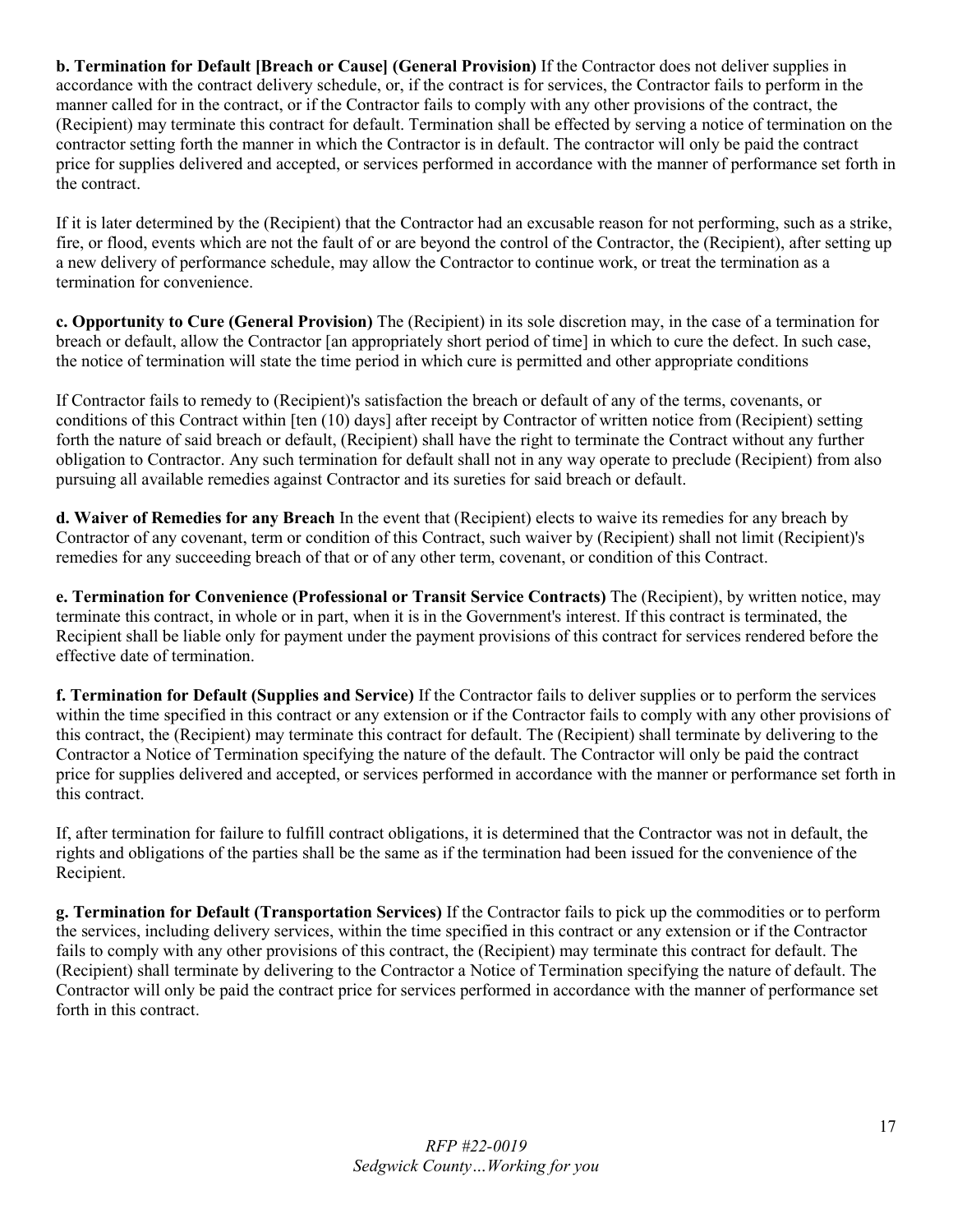**b. Termination for Default [Breach or Cause] (General Provision)** If the Contractor does not deliver supplies in accordance with the contract delivery schedule, or, if the contract is for services, the Contractor fails to perform in the manner called for in the contract, or if the Contractor fails to comply with any other provisions of the contract, the (Recipient) may terminate this contract for default. Termination shall be effected by serving a notice of termination on the contractor setting forth the manner in which the Contractor is in default. The contractor will only be paid the contract price for supplies delivered and accepted, or services performed in accordance with the manner of performance set forth in the contract.

If it is later determined by the (Recipient) that the Contractor had an excusable reason for not performing, such as a strike, fire, or flood, events which are not the fault of or are beyond the control of the Contractor, the (Recipient), after setting up a new delivery of performance schedule, may allow the Contractor to continue work, or treat the termination as a termination for convenience.

**c. Opportunity to Cure (General Provision)** The (Recipient) in its sole discretion may, in the case of a termination for breach or default, allow the Contractor [an appropriately short period of time] in which to cure the defect. In such case, the notice of termination will state the time period in which cure is permitted and other appropriate conditions

If Contractor fails to remedy to (Recipient)'s satisfaction the breach or default of any of the terms, covenants, or conditions of this Contract within [ten (10) days] after receipt by Contractor of written notice from (Recipient) setting forth the nature of said breach or default, (Recipient) shall have the right to terminate the Contract without any further obligation to Contractor. Any such termination for default shall not in any way operate to preclude (Recipient) from also pursuing all available remedies against Contractor and its sureties for said breach or default.

**d. Waiver of Remedies for any Breach** In the event that (Recipient) elects to waive its remedies for any breach by Contractor of any covenant, term or condition of this Contract, such waiver by (Recipient) shall not limit (Recipient)'s remedies for any succeeding breach of that or of any other term, covenant, or condition of this Contract.

**e. Termination for Convenience (Professional or Transit Service Contracts)** The (Recipient), by written notice, may terminate this contract, in whole or in part, when it is in the Government's interest. If this contract is terminated, the Recipient shall be liable only for payment under the payment provisions of this contract for services rendered before the effective date of termination.

**f. Termination for Default (Supplies and Service)** If the Contractor fails to deliver supplies or to perform the services within the time specified in this contract or any extension or if the Contractor fails to comply with any other provisions of this contract, the (Recipient) may terminate this contract for default. The (Recipient) shall terminate by delivering to the Contractor a Notice of Termination specifying the nature of the default. The Contractor will only be paid the contract price for supplies delivered and accepted, or services performed in accordance with the manner or performance set forth in this contract.

If, after termination for failure to fulfill contract obligations, it is determined that the Contractor was not in default, the rights and obligations of the parties shall be the same as if the termination had been issued for the convenience of the Recipient.

**g. Termination for Default (Transportation Services)** If the Contractor fails to pick up the commodities or to perform the services, including delivery services, within the time specified in this contract or any extension or if the Contractor fails to comply with any other provisions of this contract, the (Recipient) may terminate this contract for default. The (Recipient) shall terminate by delivering to the Contractor a Notice of Termination specifying the nature of default. The Contractor will only be paid the contract price for services performed in accordance with the manner of performance set forth in this contract.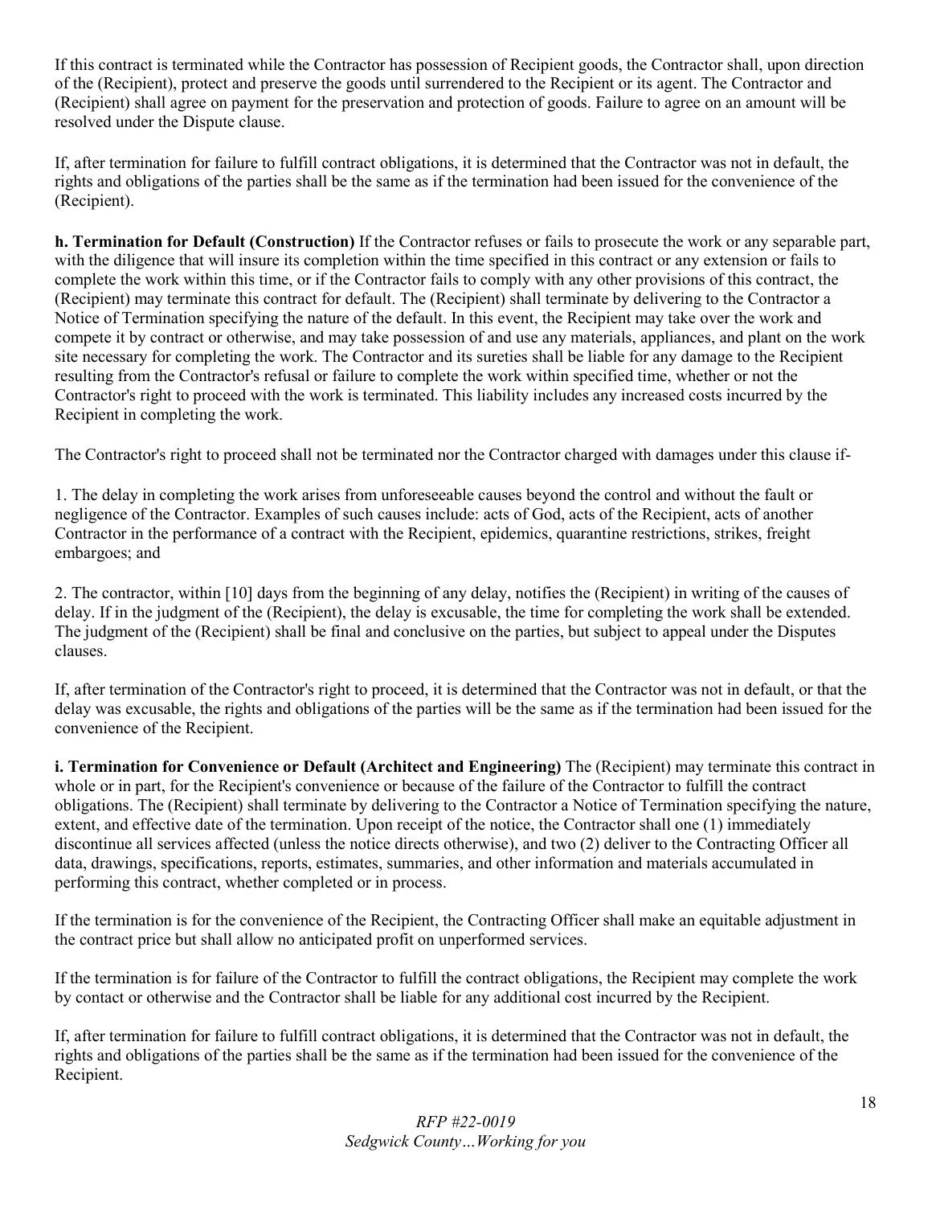If this contract is terminated while the Contractor has possession of Recipient goods, the Contractor shall, upon direction of the (Recipient), protect and preserve the goods until surrendered to the Recipient or its agent. The Contractor and (Recipient) shall agree on payment for the preservation and protection of goods. Failure to agree on an amount will be resolved under the Dispute clause.

If, after termination for failure to fulfill contract obligations, it is determined that the Contractor was not in default, the rights and obligations of the parties shall be the same as if the termination had been issued for the convenience of the (Recipient).

**h. Termination for Default (Construction)** If the Contractor refuses or fails to prosecute the work or any separable part, with the diligence that will insure its completion within the time specified in this contract or any extension or fails to complete the work within this time, or if the Contractor fails to comply with any other provisions of this contract, the (Recipient) may terminate this contract for default. The (Recipient) shall terminate by delivering to the Contractor a Notice of Termination specifying the nature of the default. In this event, the Recipient may take over the work and compete it by contract or otherwise, and may take possession of and use any materials, appliances, and plant on the work site necessary for completing the work. The Contractor and its sureties shall be liable for any damage to the Recipient resulting from the Contractor's refusal or failure to complete the work within specified time, whether or not the Contractor's right to proceed with the work is terminated. This liability includes any increased costs incurred by the Recipient in completing the work.

The Contractor's right to proceed shall not be terminated nor the Contractor charged with damages under this clause if-

1. The delay in completing the work arises from unforeseeable causes beyond the control and without the fault or negligence of the Contractor. Examples of such causes include: acts of God, acts of the Recipient, acts of another Contractor in the performance of a contract with the Recipient, epidemics, quarantine restrictions, strikes, freight embargoes; and

2. The contractor, within [10] days from the beginning of any delay, notifies the (Recipient) in writing of the causes of delay. If in the judgment of the (Recipient), the delay is excusable, the time for completing the work shall be extended. The judgment of the (Recipient) shall be final and conclusive on the parties, but subject to appeal under the Disputes clauses.

If, after termination of the Contractor's right to proceed, it is determined that the Contractor was not in default, or that the delay was excusable, the rights and obligations of the parties will be the same as if the termination had been issued for the convenience of the Recipient.

**i. Termination for Convenience or Default (Architect and Engineering)** The (Recipient) may terminate this contract in whole or in part, for the Recipient's convenience or because of the failure of the Contractor to fulfill the contract obligations. The (Recipient) shall terminate by delivering to the Contractor a Notice of Termination specifying the nature, extent, and effective date of the termination. Upon receipt of the notice, the Contractor shall one (1) immediately discontinue all services affected (unless the notice directs otherwise), and two (2) deliver to the Contracting Officer all data, drawings, specifications, reports, estimates, summaries, and other information and materials accumulated in performing this contract, whether completed or in process.

If the termination is for the convenience of the Recipient, the Contracting Officer shall make an equitable adjustment in the contract price but shall allow no anticipated profit on unperformed services.

If the termination is for failure of the Contractor to fulfill the contract obligations, the Recipient may complete the work by contact or otherwise and the Contractor shall be liable for any additional cost incurred by the Recipient.

If, after termination for failure to fulfill contract obligations, it is determined that the Contractor was not in default, the rights and obligations of the parties shall be the same as if the termination had been issued for the convenience of the Recipient.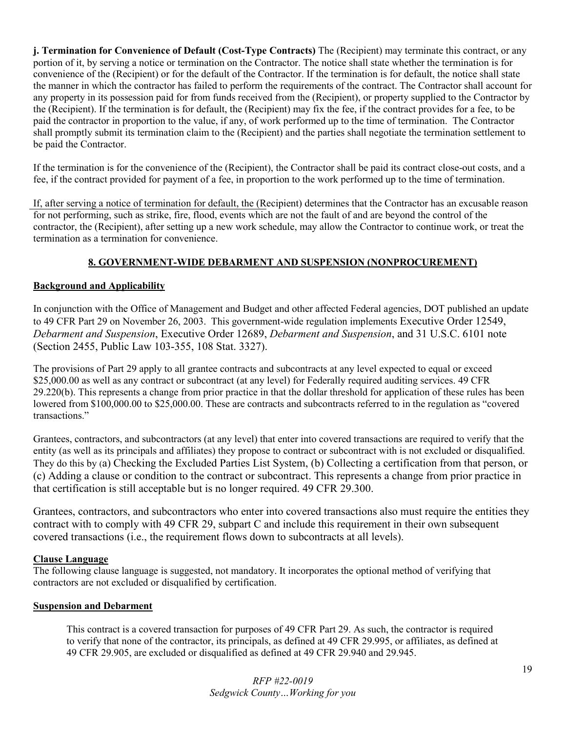**j. Termination for Convenience of Default (Cost-Type Contracts)** The (Recipient) may terminate this contract, or any portion of it, by serving a notice or termination on the Contractor. The notice shall state whether the termination is for convenience of the (Recipient) or for the default of the Contractor. If the termination is for default, the notice shall state the manner in which the contractor has failed to perform the requirements of the contract. The Contractor shall account for any property in its possession paid for from funds received from the (Recipient), or property supplied to the Contractor by the (Recipient). If the termination is for default, the (Recipient) may fix the fee, if the contract provides for a fee, to be paid the contractor in proportion to the value, if any, of work performed up to the time of termination. The Contractor shall promptly submit its termination claim to the (Recipient) and the parties shall negotiate the termination settlement to be paid the Contractor.

If the termination is for the convenience of the (Recipient), the Contractor shall be paid its contract close-out costs, and a fee, if the contract provided for payment of a fee, in proportion to the work performed up to the time of termination.

If, after serving a notice of termination for default, the (Recipient) determines that the Contractor has an excusable reason for not performing, such as strike, fire, flood, events which are not the fault of and are beyond the control of the contractor, the (Recipient), after setting up a new work schedule, may allow the Contractor to continue work, or treat the termination as a termination for convenience.

## 8. GOVERNMENT-WIDE DEBARMENT AND SUSPENSION (NONPROCUREMENT)

**Background and Applicability**

In conjunction with the Office of Management and Budget and other affected Federal agencies, DOT published an update to 49 CFR Part 29 on November 26, 2003. This government-wide regulation implements Executive Order 12549, *Debarment and Suspension*, Executive Order 12689, *Debarment and Suspension*, and 31 U.S.C. 6101 note (Section 2455, Public Law 103-355, 108 Stat. 3327).

The provisions of Part 29 apply to all grantee contracts and subcontracts at any level expected to equal or exceed $25,000.00 as well as any contract or subcontract (at any level) for Federally required auditing services. 49 CFR 29.220(b). This represents a change from prior practice in that the dollar threshold for application of these rules has been lowered from $100,000.00 to $25,000.00. These are contracts and subcontracts referred to in the regulation as "covered transactions."

Grantees, contractors, and subcontractors (at any level) that enter into covered transactions are required to verify that the entity (as well as its principals and affiliates) they propose to contract or subcontract with is not excluded or disqualified. They do this by (a) Checking the Excluded Parties List System, (b) Collecting a certification from that person, or (c) Adding a clause or condition to the contract or subcontract. This represents a change from prior practice in that certification is still acceptable but is no longer required. 49 CFR 29.300.

Grantees, contractors, and subcontractors who enter into covered transactions also must require the entities they contract with to comply with 49 CFR 29, subpart C and include this requirement in their own subsequent covered transactions (i.e., the requirement flows down to subcontracts at all levels).

**Clause Language**

The following clause language is suggested, not mandatory. It incorporates the optional method of verifying that contractors are not excluded or disqualified by certification.

**Suspension and Debarment**

This contract is a covered transaction for purposes of 49 CFR Part 29. As such, the contractor is required to verify that none of the contractor, its principals, as defined at 49 CFR 29.995, or affiliates, as defined at 49 CFR 29.905, are excluded or disqualified as defined at 49 CFR 29.940 and 29.945.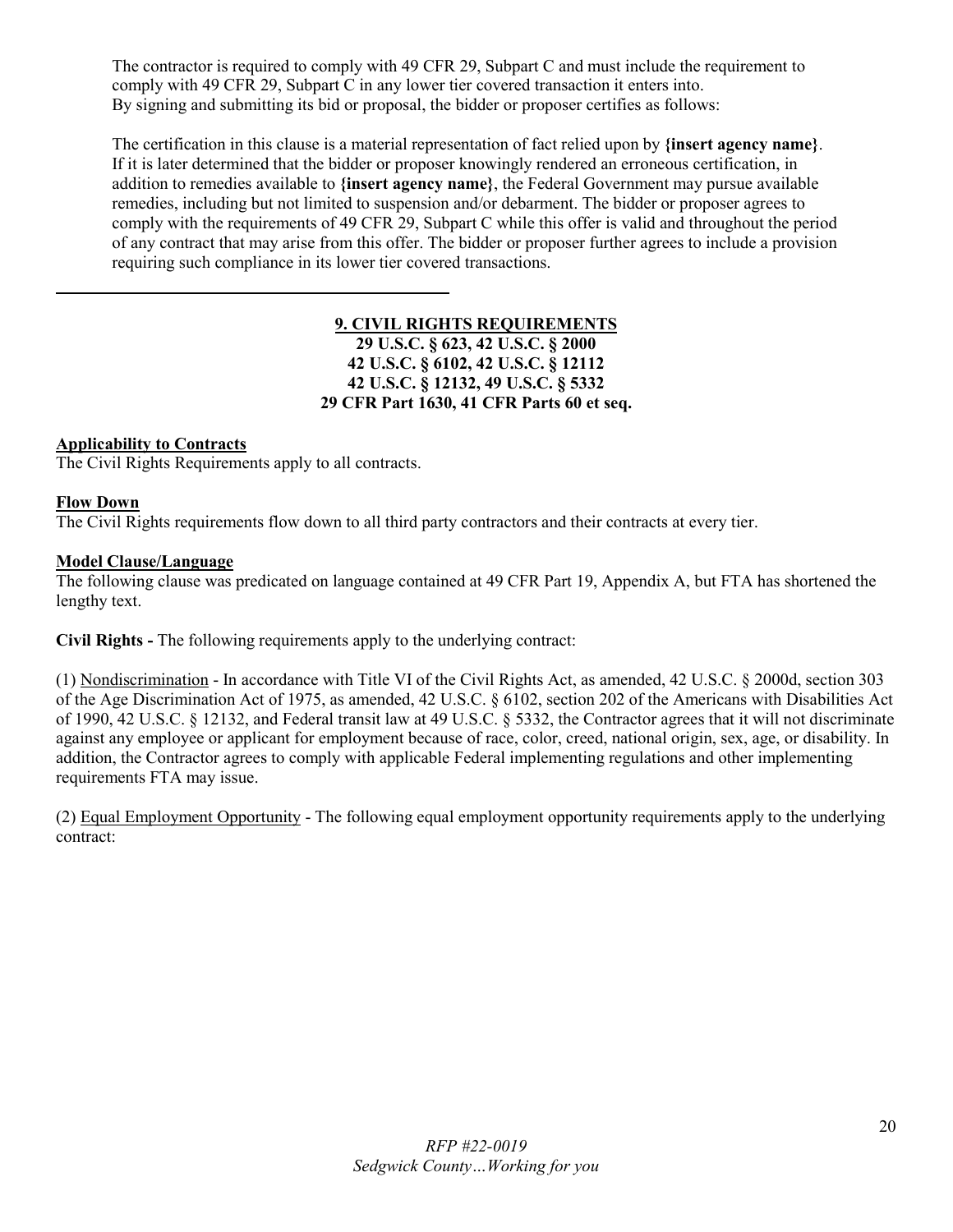The contractor is required to comply with 49 CFR 29, Subpart C and must include the requirement to comply with 49 CFR 29, Subpart C in any lower tier covered transaction it enters into.
By signing and submitting its bid or proposal, the bidder or proposer certifies as follows:

The certification in this clause is a material representation of fact relied upon by **{insert agency name}**. If it is later determined that the bidder or proposer knowingly rendered an erroneous certification, in addition to remedies available to **{insert agency name}**, the Federal Government may pursue available remedies, including but not limited to suspension and/or debarment. The bidder or proposer agrees to comply with the requirements of 49 CFR 29, Subpart C while this offer is valid and throughout the period of any contract that may arise from this offer. The bidder or proposer further agrees to include a provision requiring such compliance in its lower tier covered transactions.

---

## 9. CIVIL RIGHTS REQUIREMENTS

**29 U.S.C. § 623, 42 U.S.C. § 2000**
**42 U.S.C. § 6102, 42 U.S.C. § 12112**
**42 U.S.C. § 12132, 49 U.S.C. § 5332**
**29 CFR Part 1630, 41 CFR Parts 60 et seq.**

**Applicability to Contracts**
The Civil Rights Requirements apply to all contracts.

**Flow Down**
The Civil Rights requirements flow down to all third party contractors and their contracts at every tier.

**Model Clause/Language**
The following clause was predicated on language contained at 49 CFR Part 19, Appendix A, but FTA has shortened the lengthy text.

**Civil Rights -** The following requirements apply to the underlying contract:

(1) Nondiscrimination - In accordance with Title VI of the Civil Rights Act, as amended, 42 U.S.C. § 2000d, section 303 of the Age Discrimination Act of 1975, as amended, 42 U.S.C. § 6102, section 202 of the Americans with Disabilities Act of 1990, 42 U.S.C. § 12132, and Federal transit law at 49 U.S.C. § 5332, the Contractor agrees that it will not discriminate against any employee or applicant for employment because of race, color, creed, national origin, sex, age, or disability. In addition, the Contractor agrees to comply with applicable Federal implementing regulations and other implementing requirements FTA may issue.

(2) Equal Employment Opportunity - The following equal employment opportunity requirements apply to the underlying contract: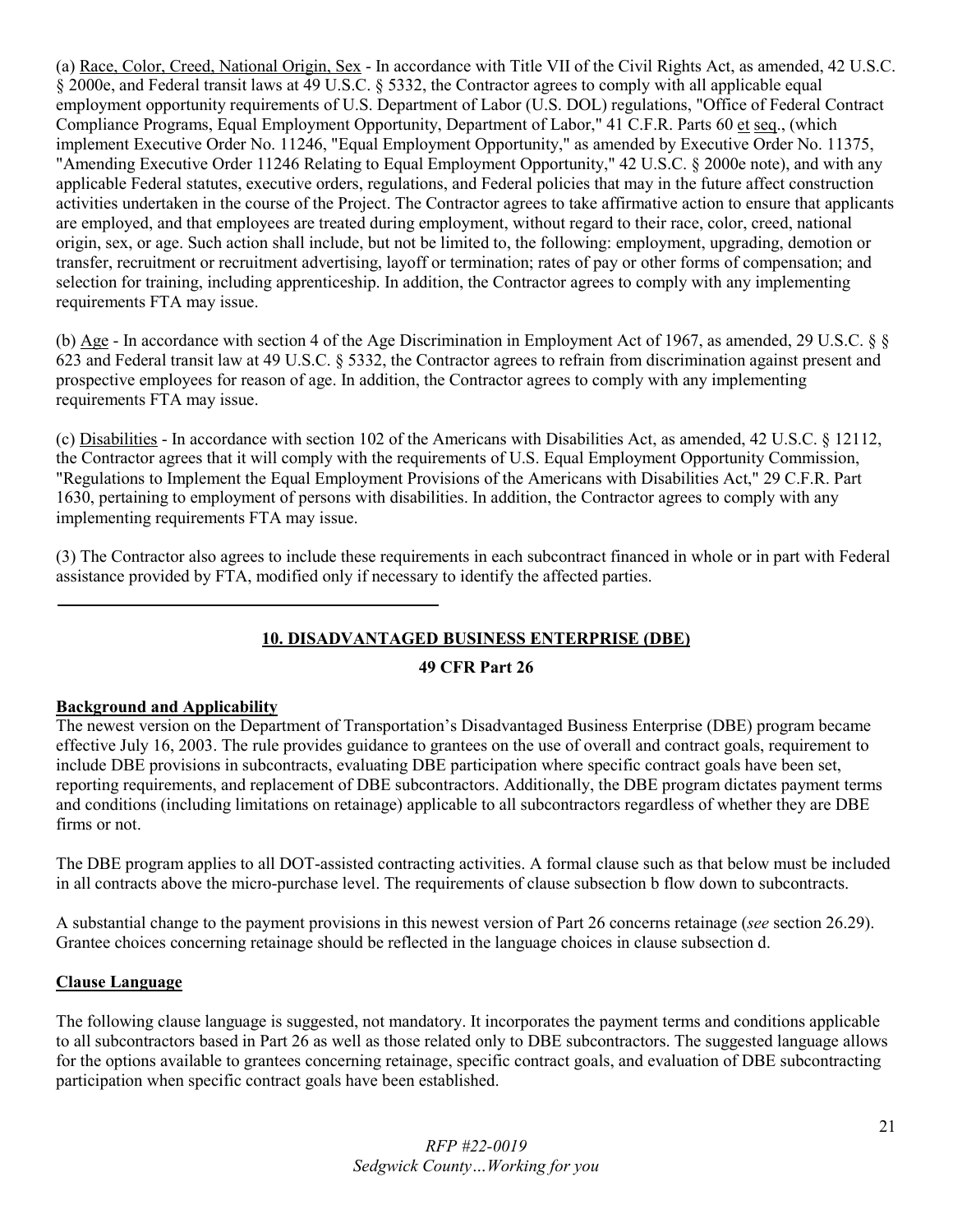(a) Race, Color, Creed, National Origin, Sex - In accordance with Title VII of the Civil Rights Act, as amended, 42 U.S.C. § 2000e, and Federal transit laws at 49 U.S.C. § 5332, the Contractor agrees to comply with all applicable equal employment opportunity requirements of U.S. Department of Labor (U.S. DOL) regulations, "Office of Federal Contract Compliance Programs, Equal Employment Opportunity, Department of Labor," 41 C.F.R. Parts 60 et seq., (which implement Executive Order No. 11246, "Equal Employment Opportunity," as amended by Executive Order No. 11375, "Amending Executive Order 11246 Relating to Equal Employment Opportunity," 42 U.S.C. § 2000e note), and with any applicable Federal statutes, executive orders, regulations, and Federal policies that may in the future affect construction activities undertaken in the course of the Project. The Contractor agrees to take affirmative action to ensure that applicants are employed, and that employees are treated during employment, without regard to their race, color, creed, national origin, sex, or age. Such action shall include, but not be limited to, the following: employment, upgrading, demotion or transfer, recruitment or recruitment advertising, layoff or termination; rates of pay or other forms of compensation; and selection for training, including apprenticeship. In addition, the Contractor agrees to comply with any implementing requirements FTA may issue.

(b) Age - In accordance with section 4 of the Age Discrimination in Employment Act of 1967, as amended, 29 U.S.C. § § 623 and Federal transit law at 49 U.S.C. § 5332, the Contractor agrees to refrain from discrimination against present and prospective employees for reason of age. In addition, the Contractor agrees to comply with any implementing requirements FTA may issue.

(c) Disabilities - In accordance with section 102 of the Americans with Disabilities Act, as amended, 42 U.S.C. § 12112, the Contractor agrees that it will comply with the requirements of U.S. Equal Employment Opportunity Commission, "Regulations to Implement the Equal Employment Provisions of the Americans with Disabilities Act," 29 C.F.R. Part 1630, pertaining to employment of persons with disabilities. In addition, the Contractor agrees to comply with any implementing requirements FTA may issue.

(3) The Contractor also agrees to include these requirements in each subcontract financed in whole or in part with Federal assistance provided by FTA, modified only if necessary to identify the affected parties.

---

## 10. DISADVANTAGED BUSINESS ENTERPRISE (DBE)

**49 CFR Part 26**

**Background and Applicability**

The newest version on the Department of Transportation's Disadvantaged Business Enterprise (DBE) program became effective July 16, 2003. The rule provides guidance to grantees on the use of overall and contract goals, requirement to include DBE provisions in subcontracts, evaluating DBE participation where specific contract goals have been set, reporting requirements, and replacement of DBE subcontractors. Additionally, the DBE program dictates payment terms and conditions (including limitations on retainage) applicable to all subcontractors regardless of whether they are DBE firms or not.

The DBE program applies to all DOT-assisted contracting activities. A formal clause such as that below must be included in all contracts above the micro-purchase level. The requirements of clause subsection b flow down to subcontracts.

A substantial change to the payment provisions in this newest version of Part 26 concerns retainage (*see* section 26.29). Grantee choices concerning retainage should be reflected in the language choices in clause subsection d.

**Clause Language**

The following clause language is suggested, not mandatory. It incorporates the payment terms and conditions applicable to all subcontractors based in Part 26 as well as those related only to DBE subcontractors. The suggested language allows for the options available to grantees concerning retainage, specific contract goals, and evaluation of DBE subcontracting participation when specific contract goals have been established.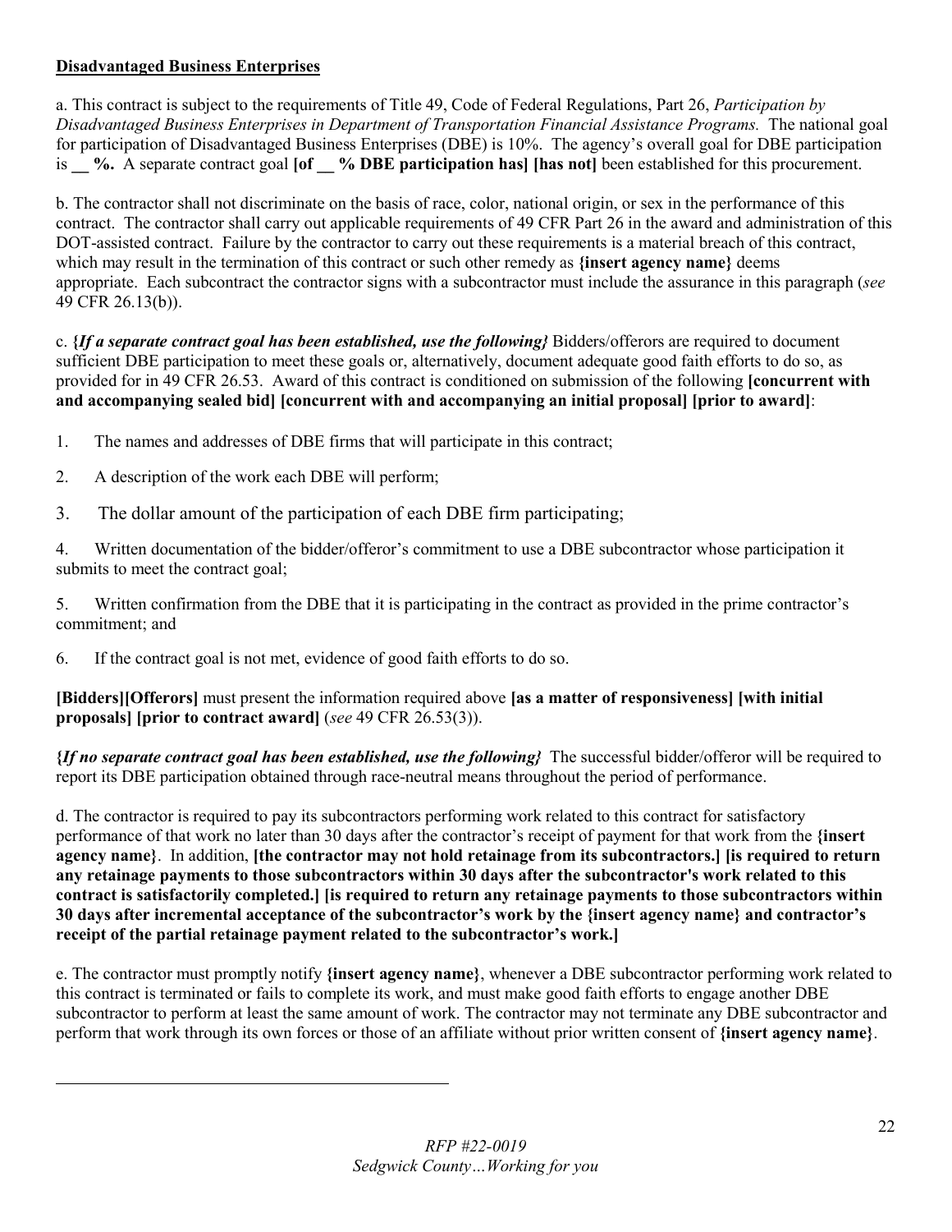**Disadvantaged Business Enterprises**

a. This contract is subject to the requirements of Title 49, Code of Federal Regulations, Part 26, *Participation by Disadvantaged Business Enterprises in Department of Transportation Financial Assistance Programs.* The national goal for participation of Disadvantaged Business Enterprises (DBE) is 10%. The agency's overall goal for DBE participation is **__ %.** A separate contract goal **[of __ % DBE participation has] [has not]** been established for this procurement.

b. The contractor shall not discriminate on the basis of race, color, national origin, or sex in the performance of this contract. The contractor shall carry out applicable requirements of 49 CFR Part 26 in the award and administration of this DOT-assisted contract. Failure by the contractor to carry out these requirements is a material breach of this contract, which may result in the termination of this contract or such other remedy as **{insert agency name}** deems appropriate. Each subcontract the contractor signs with a subcontractor must include the assurance in this paragraph (*see* 49 CFR 26.13(b)).

c. ***{If a separate contract goal has been established, use the following}*** Bidders/offerors are required to document sufficient DBE participation to meet these goals or, alternatively, document adequate good faith efforts to do so, as provided for in 49 CFR 26.53. Award of this contract is conditioned on submission of the following **[concurrent with and accompanying sealed bid] [concurrent with and accompanying an initial proposal] [prior to award]**:

1. The names and addresses of DBE firms that will participate in this contract;
2. A description of the work each DBE will perform;
3. The dollar amount of the participation of each DBE firm participating;
4. Written documentation of the bidder/offeror's commitment to use a DBE subcontractor whose participation it submits to meet the contract goal;
5. Written confirmation from the DBE that it is participating in the contract as provided in the prime contractor's commitment; and
6. If the contract goal is not met, evidence of good faith efforts to do so.

**[Bidders][Offerors]** must present the information required above **[as a matter of responsiveness] [with initial proposals] [prior to contract award]** (*see* 49 CFR 26.53(3)).

***{If no separate contract goal has been established, use the following}*** The successful bidder/offeror will be required to report its DBE participation obtained through race-neutral means throughout the period of performance.

d. The contractor is required to pay its subcontractors performing work related to this contract for satisfactory performance of that work no later than 30 days after the contractor's receipt of payment for that work from the **{insert agency name}**. In addition, **[the contractor may not hold retainage from its subcontractors.] [is required to return any retainage payments to those subcontractors within 30 days after the subcontractor's work related to this contract is satisfactorily completed.] [is required to return any retainage payments to those subcontractors within 30 days after incremental acceptance of the subcontractor's work by the {insert agency name} and contractor's receipt of the partial retainage payment related to the subcontractor's work.]**

e. The contractor must promptly notify **{insert agency name}**, whenever a DBE subcontractor performing work related to this contract is terminated or fails to complete its work, and must make good faith efforts to engage another DBE subcontractor to perform at least the same amount of work. The contractor may not terminate any DBE subcontractor and perform that work through its own forces or those of an affiliate without prior written consent of **{insert agency name}**.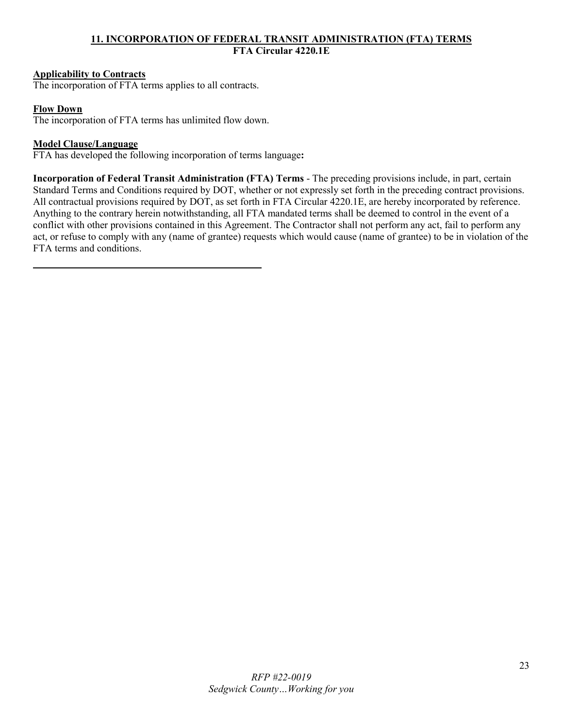## 11. INCORPORATION OF FEDERAL TRANSIT ADMINISTRATION (FTA) TERMS

### FTA Circular 4220.1E

**Applicability to Contracts**
The incorporation of FTA terms applies to all contracts.

**Flow Down**
The incorporation of FTA terms has unlimited flow down.

**Model Clause/Language**
FTA has developed the following incorporation of terms language**:**

**Incorporation of Federal Transit Administration (FTA) Terms** - The preceding provisions include, in part, certain Standard Terms and Conditions required by DOT, whether or not expressly set forth in the preceding contract provisions. All contractual provisions required by DOT, as set forth in FTA Circular 4220.1E, are hereby incorporated by reference. Anything to the contrary herein notwithstanding, all FTA mandated terms shall be deemed to control in the event of a conflict with other provisions contained in this Agreement. The Contractor shall not perform any act, fail to perform any act, or refuse to comply with any (name of grantee) requests which would cause (name of grantee) to be in violation of the FTA terms and conditions.

---